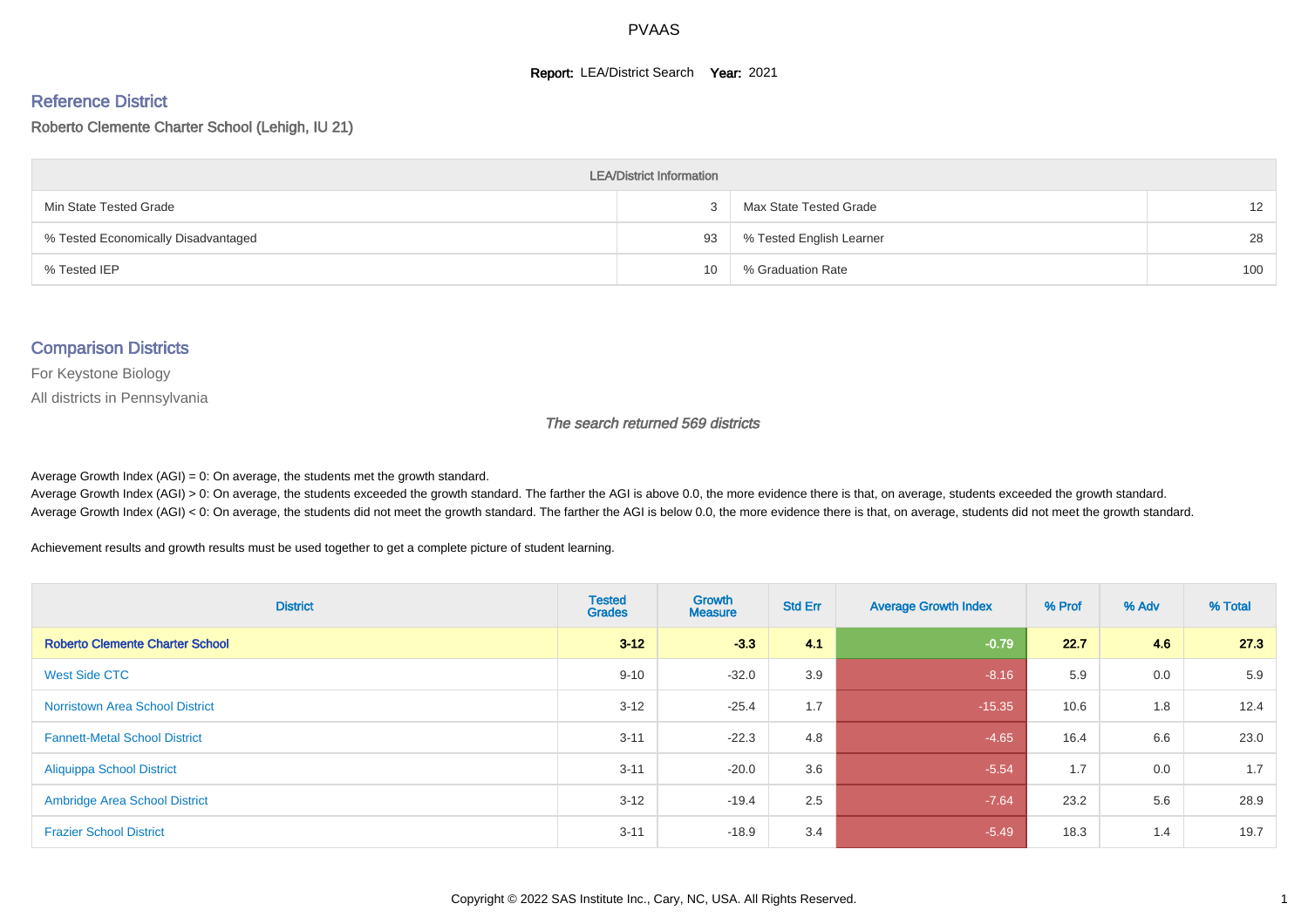# PVAAS

**Report:** LEA/District Search **Year:** 2021

## Reference District

Roberto Clemente Charter School (Lehigh, IU 21)

| LEA/District Information | | | |
|---|---|---|---|
| Min State Tested Grade | 3 | Max State Tested Grade | 12 |
| % Tested Economically Disadvantaged | 93 | % Tested English Learner | 28 |
| % Tested IEP | 10 | % Graduation Rate | 100 |

## Comparison Districts

For Keystone Biology

All districts in Pennsylvania

*The search returned 569 districts*

Average Growth Index (AGI) = 0: On average, the students met the growth standard.

Average Growth Index (AGI) > 0: On average, the students exceeded the growth standard. The farther the AGI is above 0.0, the more evidence there is that, on average, students exceeded the growth standard.

Average Growth Index (AGI) < 0: On average, the students did not meet the growth standard. The farther the AGI is below 0.0, the more evidence there is that, on average, students did not meet the growth standard.

Achievement results and growth results must be used together to get a complete picture of student learning.

| District | Tested Grades | Growth Measure | Std Err | Average Growth Index | % Prof | % Adv | % Total |
|---|---|---|---|---|---|---|---|
| **Roberto Clemente Charter School** | **3-12** | **-3.3** | **4.1** | **-0.79** | **22.7** | **4.6** | **27.3** |
| West Side CTC | 9-10 | -32.0 | 3.9 | -8.16 | 5.9 | 0.0 | 5.9 |
| Norristown Area School District | 3-12 | -25.4 | 1.7 | -15.35 | 10.6 | 1.8 | 12.4 |
| Fannett-Metal School District | 3-11 | -22.3 | 4.8 | -4.65 | 16.4 | 6.6 | 23.0 |
| Aliquippa School District | 3-11 | -20.0 | 3.6 | -5.54 | 1.7 | 0.0 | 1.7 |
| Ambridge Area School District | 3-12 | -19.4 | 2.5 | -7.64 | 23.2 | 5.6 | 28.9 |
| Frazier School District | 3-11 | -18.9 | 3.4 | -5.49 | 18.3 | 1.4 | 19.7 |

Copyright © 2022 SAS Institute Inc., Cary, NC, USA. All Rights Reserved.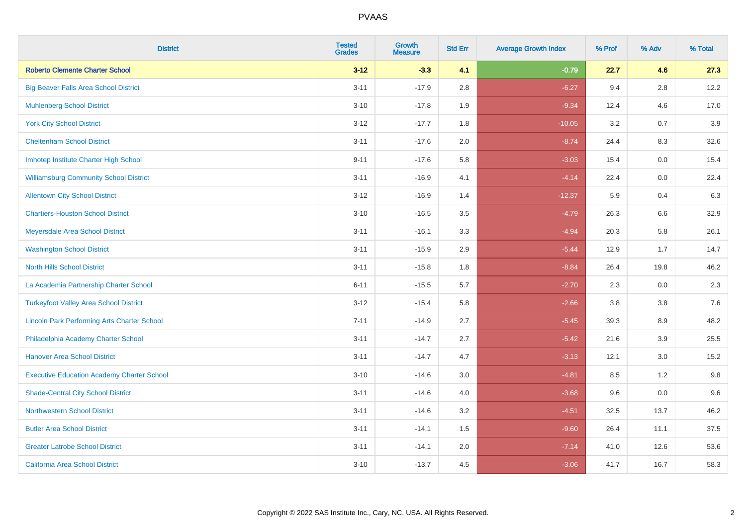# PVAAS

| District | Tested Grades | Growth Measure | Std Err | Average Growth Index | % Prof | % Adv | % Total |
|---|---|---|---|---|---|---|---|
| **Roberto Clemente Charter School** | **3-12** | **-3.3** | **4.1** | **-0.79** | **22.7** | **4.6** | **27.3** |
| Big Beaver Falls Area School District | 3-11 | -17.9 | 2.8 | -6.27 | 9.4 | 2.8 | 12.2 |
| Muhlenberg School District | 3-10 | -17.8 | 1.9 | -9.34 | 12.4 | 4.6 | 17.0 |
| York City School District | 3-12 | -17.7 | 1.8 | -10.05 | 3.2 | 0.7 | 3.9 |
| Cheltenham School District | 3-11 | -17.6 | 2.0 | -8.74 | 24.4 | 8.3 | 32.6 |
| Imhotep Institute Charter High School | 9-11 | -17.6 | 5.8 | -3.03 | 15.4 | 0.0 | 15.4 |
| Williamsburg Community School District | 3-11 | -16.9 | 4.1 | -4.14 | 22.4 | 0.0 | 22.4 |
| Allentown City School District | 3-12 | -16.9 | 1.4 | -12.37 | 5.9 | 0.4 | 6.3 |
| Chartiers-Houston School District | 3-10 | -16.5 | 3.5 | -4.79 | 26.3 | 6.6 | 32.9 |
| Meyersdale Area School District | 3-11 | -16.1 | 3.3 | -4.94 | 20.3 | 5.8 | 26.1 |
| Washington School District | 3-11 | -15.9 | 2.9 | -5.44 | 12.9 | 1.7 | 14.7 |
| North Hills School District | 3-11 | -15.8 | 1.8 | -8.84 | 26.4 | 19.8 | 46.2 |
| La Academia Partnership Charter School | 6-11 | -15.5 | 5.7 | -2.70 | 2.3 | 0.0 | 2.3 |
| Turkeyfoot Valley Area School District | 3-12 | -15.4 | 5.8 | -2.66 | 3.8 | 3.8 | 7.6 |
| Lincoln Park Performing Arts Charter School | 7-11 | -14.9 | 2.7 | -5.45 | 39.3 | 8.9 | 48.2 |
| Philadelphia Academy Charter School | 3-11 | -14.7 | 2.7 | -5.42 | 21.6 | 3.9 | 25.5 |
| Hanover Area School District | 3-11 | -14.7 | 4.7 | -3.13 | 12.1 | 3.0 | 15.2 |
| Executive Education Academy Charter School | 3-10 | -14.6 | 3.0 | -4.81 | 8.5 | 1.2 | 9.8 |
| Shade-Central City School District | 3-11 | -14.6 | 4.0 | -3.68 | 9.6 | 0.0 | 9.6 |
| Northwestern School District | 3-11 | -14.6 | 3.2 | -4.51 | 32.5 | 13.7 | 46.2 |
| Butler Area School District | 3-11 | -14.1 | 1.5 | -9.60 | 26.4 | 11.1 | 37.5 |
| Greater Latrobe School District | 3-11 | -14.1 | 2.0 | -7.14 | 41.0 | 12.6 | 53.6 |
| California Area School District | 3-10 | -13.7 | 4.5 | -3.06 | 41.7 | 16.7 | 58.3 |

Copyright © 2022 SAS Institute Inc., Cary, NC, USA. All Rights Reserved.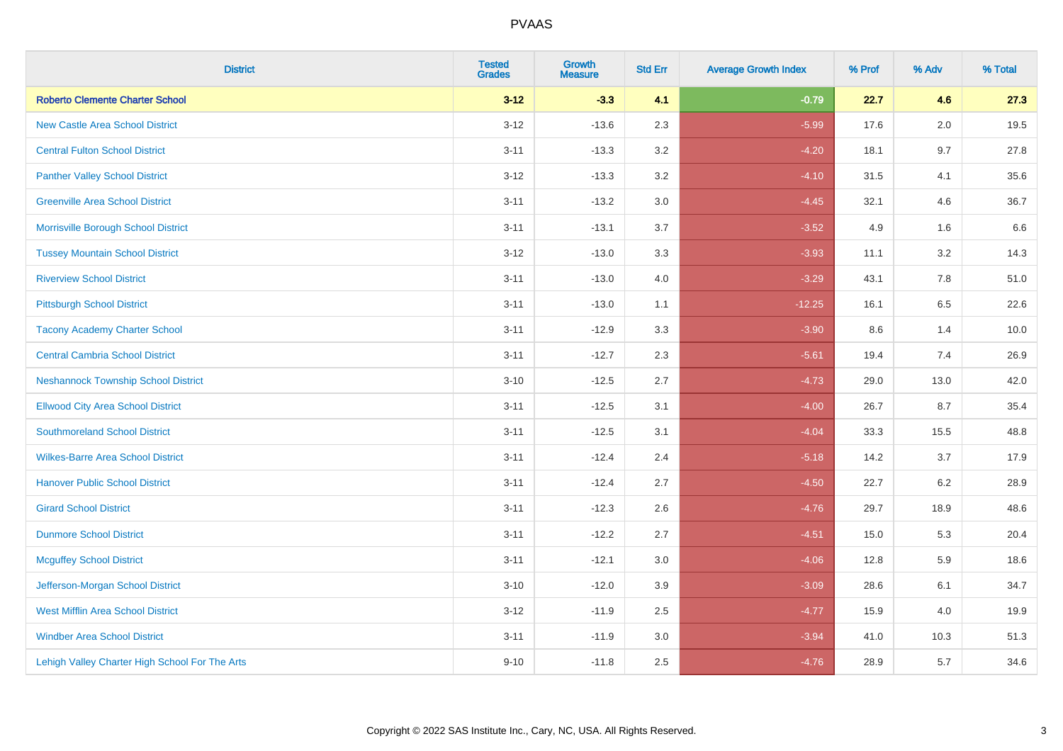PVAAS

| District | Tested Grades | Growth Measure | Std Err | Average Growth Index | % Prof | % Adv | % Total |
|---|---|---|---|---|---|---|---|
| **Roberto Clemente Charter School** | **3-12** | **-3.3** | **4.1** | **-0.79** | **22.7** | **4.6** | **27.3** |
| New Castle Area School District | 3-12 | -13.6 | 2.3 | -5.99 | 17.6 | 2.0 | 19.5 |
| Central Fulton School District | 3-11 | -13.3 | 3.2 | -4.20 | 18.1 | 9.7 | 27.8 |
| Panther Valley School District | 3-12 | -13.3 | 3.2 | -4.10 | 31.5 | 4.1 | 35.6 |
| Greenville Area School District | 3-11 | -13.2 | 3.0 | -4.45 | 32.1 | 4.6 | 36.7 |
| Morrisville Borough School District | 3-11 | -13.1 | 3.7 | -3.52 | 4.9 | 1.6 | 6.6 |
| Tussey Mountain School District | 3-12 | -13.0 | 3.3 | -3.93 | 11.1 | 3.2 | 14.3 |
| Riverview School District | 3-11 | -13.0 | 4.0 | -3.29 | 43.1 | 7.8 | 51.0 |
| Pittsburgh School District | 3-11 | -13.0 | 1.1 | -12.25 | 16.1 | 6.5 | 22.6 |
| Tacony Academy Charter School | 3-11 | -12.9 | 3.3 | -3.90 | 8.6 | 1.4 | 10.0 |
| Central Cambria School District | 3-11 | -12.7 | 2.3 | -5.61 | 19.4 | 7.4 | 26.9 |
| Neshannock Township School District | 3-10 | -12.5 | 2.7 | -4.73 | 29.0 | 13.0 | 42.0 |
| Ellwood City Area School District | 3-11 | -12.5 | 3.1 | -4.00 | 26.7 | 8.7 | 35.4 |
| Southmoreland School District | 3-11 | -12.5 | 3.1 | -4.04 | 33.3 | 15.5 | 48.8 |
| Wilkes-Barre Area School District | 3-11 | -12.4 | 2.4 | -5.18 | 14.2 | 3.7 | 17.9 |
| Hanover Public School District | 3-11 | -12.4 | 2.7 | -4.50 | 22.7 | 6.2 | 28.9 |
| Girard School District | 3-11 | -12.3 | 2.6 | -4.76 | 29.7 | 18.9 | 48.6 |
| Dunmore School District | 3-11 | -12.2 | 2.7 | -4.51 | 15.0 | 5.3 | 20.4 |
| Mcguffey School District | 3-11 | -12.1 | 3.0 | -4.06 | 12.8 | 5.9 | 18.6 |
| Jefferson-Morgan School District | 3-10 | -12.0 | 3.9 | -3.09 | 28.6 | 6.1 | 34.7 |
| West Mifflin Area School District | 3-12 | -11.9 | 2.5 | -4.77 | 15.9 | 4.0 | 19.9 |
| Windber Area School District | 3-11 | -11.9 | 3.0 | -3.94 | 41.0 | 10.3 | 51.3 |
| Lehigh Valley Charter High School For The Arts | 9-10 | -11.8 | 2.5 | -4.76 | 28.9 | 5.7 | 34.6 |

Copyright © 2022 SAS Institute Inc., Cary, NC, USA. All Rights Reserved.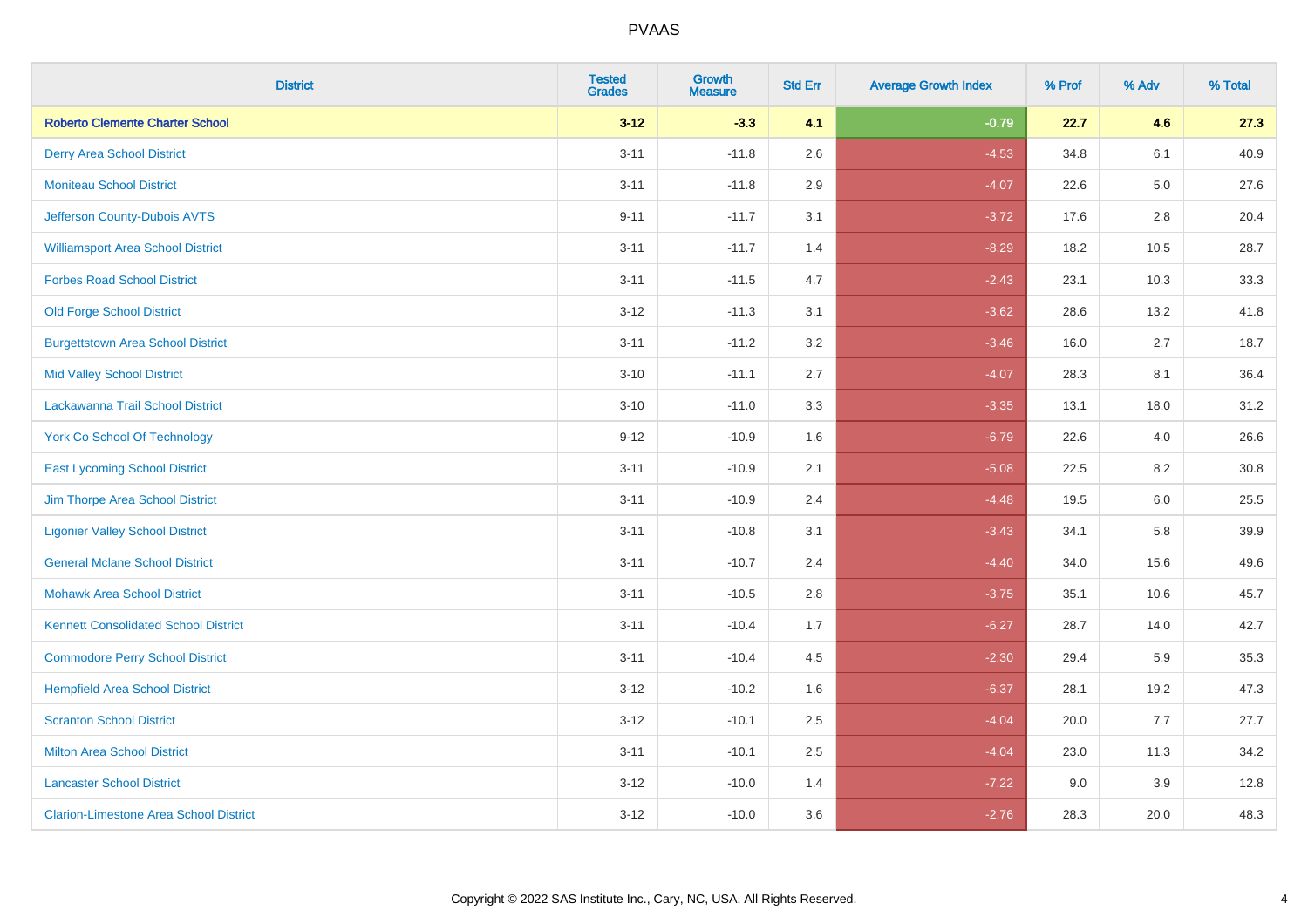# PVAAS

| District | Tested Grades | Growth Measure | Std Err | Average Growth Index | % Prof | % Adv | % Total |
|---|---|---|---|---|---|---|---|
| **Roberto Clemente Charter School** | **3-12** | **-3.3** | **4.1** | **-0.79** | **22.7** | **4.6** | **27.3** |
| Derry Area School District | 3-11 | -11.8 | 2.6 | -4.53 | 34.8 | 6.1 | 40.9 |
| Moniteau School District | 3-11 | -11.8 | 2.9 | -4.07 | 22.6 | 5.0 | 27.6 |
| Jefferson County-Dubois AVTS | 9-11 | -11.7 | 3.1 | -3.72 | 17.6 | 2.8 | 20.4 |
| Williamsport Area School District | 3-11 | -11.7 | 1.4 | -8.29 | 18.2 | 10.5 | 28.7 |
| Forbes Road School District | 3-11 | -11.5 | 4.7 | -2.43 | 23.1 | 10.3 | 33.3 |
| Old Forge School District | 3-12 | -11.3 | 3.1 | -3.62 | 28.6 | 13.2 | 41.8 |
| Burgettstown Area School District | 3-11 | -11.2 | 3.2 | -3.46 | 16.0 | 2.7 | 18.7 |
| Mid Valley School District | 3-10 | -11.1 | 2.7 | -4.07 | 28.3 | 8.1 | 36.4 |
| Lackawanna Trail School District | 3-10 | -11.0 | 3.3 | -3.35 | 13.1 | 18.0 | 31.2 |
| York Co School Of Technology | 9-12 | -10.9 | 1.6 | -6.79 | 22.6 | 4.0 | 26.6 |
| East Lycoming School District | 3-11 | -10.9 | 2.1 | -5.08 | 22.5 | 8.2 | 30.8 |
| Jim Thorpe Area School District | 3-11 | -10.9 | 2.4 | -4.48 | 19.5 | 6.0 | 25.5 |
| Ligonier Valley School District | 3-11 | -10.8 | 3.1 | -3.43 | 34.1 | 5.8 | 39.9 |
| General Mclane School District | 3-11 | -10.7 | 2.4 | -4.40 | 34.0 | 15.6 | 49.6 |
| Mohawk Area School District | 3-11 | -10.5 | 2.8 | -3.75 | 35.1 | 10.6 | 45.7 |
| Kennett Consolidated School District | 3-11 | -10.4 | 1.7 | -6.27 | 28.7 | 14.0 | 42.7 |
| Commodore Perry School District | 3-11 | -10.4 | 4.5 | -2.30 | 29.4 | 5.9 | 35.3 |
| Hempfield Area School District | 3-12 | -10.2 | 1.6 | -6.37 | 28.1 | 19.2 | 47.3 |
| Scranton School District | 3-12 | -10.1 | 2.5 | -4.04 | 20.0 | 7.7 | 27.7 |
| Milton Area School District | 3-11 | -10.1 | 2.5 | -4.04 | 23.0 | 11.3 | 34.2 |
| Lancaster School District | 3-12 | -10.0 | 1.4 | -7.22 | 9.0 | 3.9 | 12.8 |
| Clarion-Limestone Area School District | 3-12 | -10.0 | 3.6 | -2.76 | 28.3 | 20.0 | 48.3 |

Copyright © 2022 SAS Institute Inc., Cary, NC, USA. All Rights Reserved.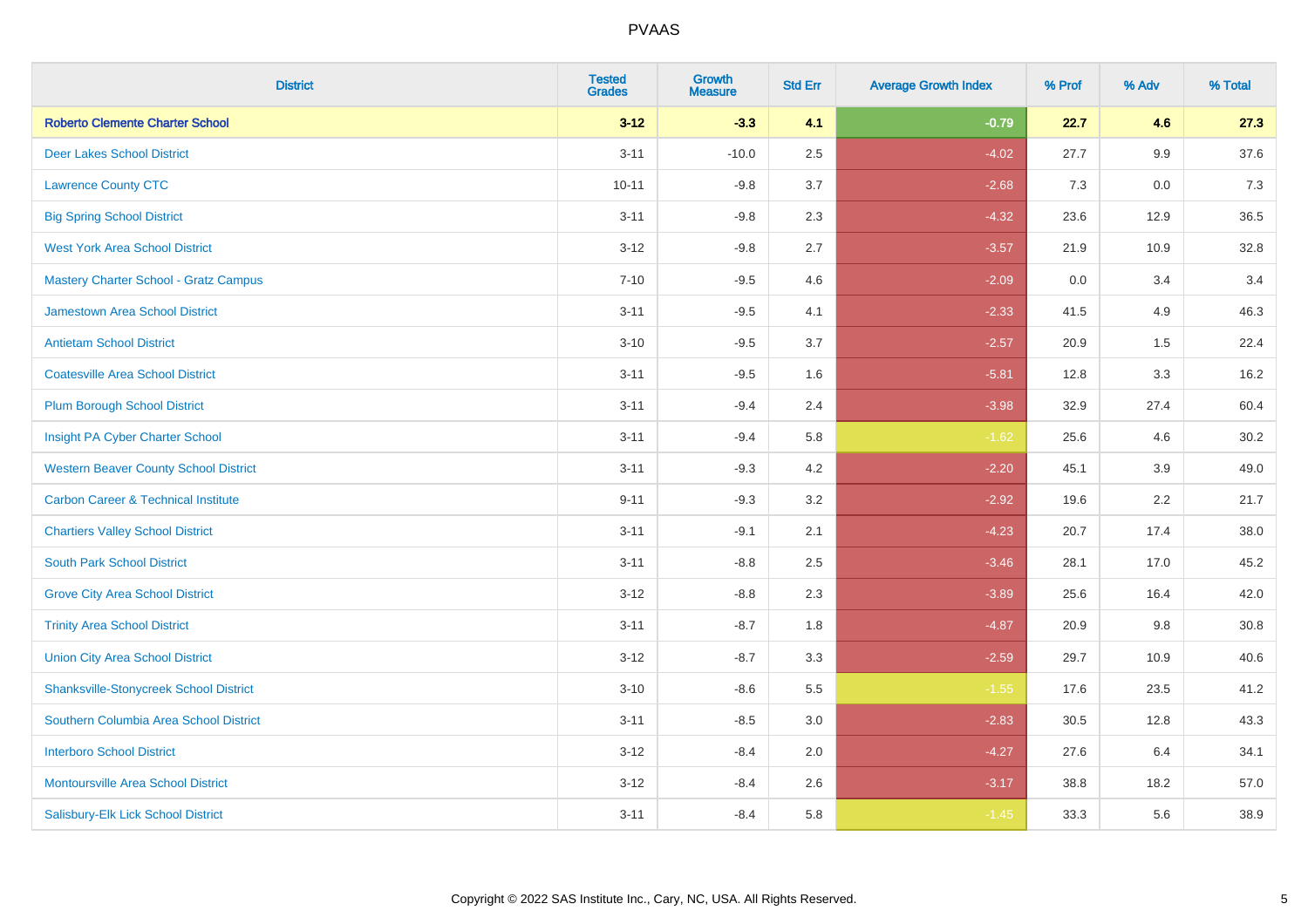| District | Tested Grades | Growth Measure | Std Err | Average Growth Index | % Prof | % Adv | % Total |
|---|---|---|---|---|---|---|---|
| **Roberto Clemente Charter School** | **3-12** | **-3.3** | **4.1** | **-0.79** | **22.7** | **4.6** | **27.3** |
| Deer Lakes School District | 3-11 | -10.0 | 2.5 | -4.02 | 27.7 | 9.9 | 37.6 |
| Lawrence County CTC | 10-11 | -9.8 | 3.7 | -2.68 | 7.3 | 0.0 | 7.3 |
| Big Spring School District | 3-11 | -9.8 | 2.3 | -4.32 | 23.6 | 12.9 | 36.5 |
| West York Area School District | 3-12 | -9.8 | 2.7 | -3.57 | 21.9 | 10.9 | 32.8 |
| Mastery Charter School - Gratz Campus | 7-10 | -9.5 | 4.6 | -2.09 | 0.0 | 3.4 | 3.4 |
| Jamestown Area School District | 3-11 | -9.5 | 4.1 | -2.33 | 41.5 | 4.9 | 46.3 |
| Antietam School District | 3-10 | -9.5 | 3.7 | -2.57 | 20.9 | 1.5 | 22.4 |
| Coatesville Area School District | 3-11 | -9.5 | 1.6 | -5.81 | 12.8 | 3.3 | 16.2 |
| Plum Borough School District | 3-11 | -9.4 | 2.4 | -3.98 | 32.9 | 27.4 | 60.4 |
| Insight PA Cyber Charter School | 3-11 | -9.4 | 5.8 | -1.62 | 25.6 | 4.6 | 30.2 |
| Western Beaver County School District | 3-11 | -9.3 | 4.2 | -2.20 | 45.1 | 3.9 | 49.0 |
| Carbon Career & Technical Institute | 9-11 | -9.3 | 3.2 | -2.92 | 19.6 | 2.2 | 21.7 |
| Chartiers Valley School District | 3-11 | -9.1 | 2.1 | -4.23 | 20.7 | 17.4 | 38.0 |
| South Park School District | 3-11 | -8.8 | 2.5 | -3.46 | 28.1 | 17.0 | 45.2 |
| Grove City Area School District | 3-12 | -8.8 | 2.3 | -3.89 | 25.6 | 16.4 | 42.0 |
| Trinity Area School District | 3-11 | -8.7 | 1.8 | -4.87 | 20.9 | 9.8 | 30.8 |
| Union City Area School District | 3-12 | -8.7 | 3.3 | -2.59 | 29.7 | 10.9 | 40.6 |
| Shanksville-Stonycreek School District | 3-10 | -8.6 | 5.5 | -1.55 | 17.6 | 23.5 | 41.2 |
| Southern Columbia Area School District | 3-11 | -8.5 | 3.0 | -2.83 | 30.5 | 12.8 | 43.3 |
| Interboro School District | 3-12 | -8.4 | 2.0 | -4.27 | 27.6 | 6.4 | 34.1 |
| Montoursville Area School District | 3-12 | -8.4 | 2.6 | -3.17 | 38.8 | 18.2 | 57.0 |
| Salisbury-Elk Lick School District | 3-11 | -8.4 | 5.8 | -1.45 | 33.3 | 5.6 | 38.9 |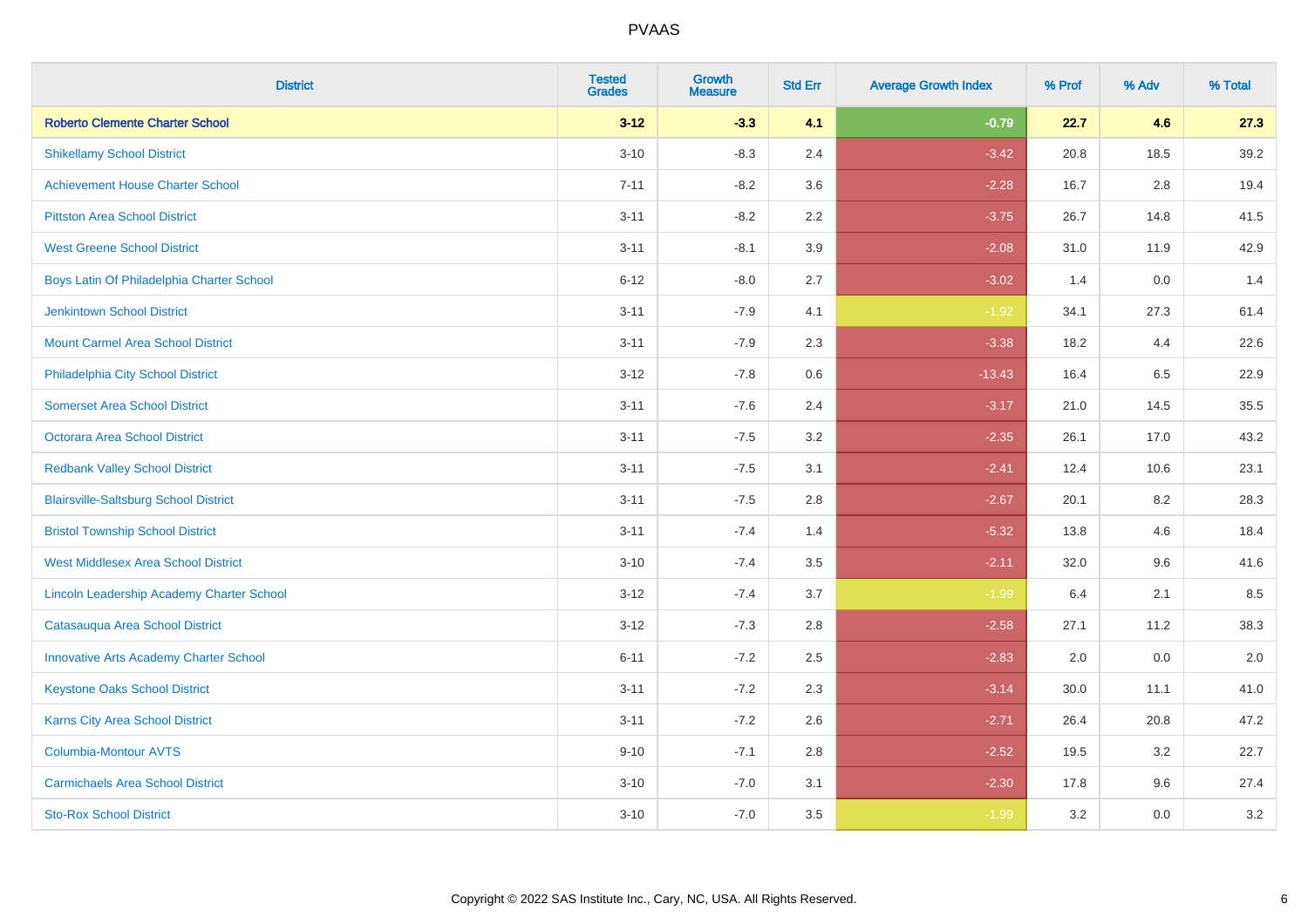# PVAAS

| District | Tested Grades | Growth Measure | Std Err | Average Growth Index | % Prof | % Adv | % Total |
|---|---|---|---|---|---|---|---|
| **Roberto Clemente Charter School** | **3-12** | **-3.3** | **4.1** | **-0.79** | **22.7** | **4.6** | **27.3** |
| Shikellamy School District | 3-10 | -8.3 | 2.4 | -3.42 | 20.8 | 18.5 | 39.2 |
| Achievement House Charter School | 7-11 | -8.2 | 3.6 | -2.28 | 16.7 | 2.8 | 19.4 |
| Pittston Area School District | 3-11 | -8.2 | 2.2 | -3.75 | 26.7 | 14.8 | 41.5 |
| West Greene School District | 3-11 | -8.1 | 3.9 | -2.08 | 31.0 | 11.9 | 42.9 |
| Boys Latin Of Philadelphia Charter School | 6-12 | -8.0 | 2.7 | -3.02 | 1.4 | 0.0 | 1.4 |
| Jenkintown School District | 3-11 | -7.9 | 4.1 | -1.92 | 34.1 | 27.3 | 61.4 |
| Mount Carmel Area School District | 3-11 | -7.9 | 2.3 | -3.38 | 18.2 | 4.4 | 22.6 |
| Philadelphia City School District | 3-12 | -7.8 | 0.6 | -13.43 | 16.4 | 6.5 | 22.9 |
| Somerset Area School District | 3-11 | -7.6 | 2.4 | -3.17 | 21.0 | 14.5 | 35.5 |
| Octorara Area School District | 3-11 | -7.5 | 3.2 | -2.35 | 26.1 | 17.0 | 43.2 |
| Redbank Valley School District | 3-11 | -7.5 | 3.1 | -2.41 | 12.4 | 10.6 | 23.1 |
| Blairsville-Saltsburg School District | 3-11 | -7.5 | 2.8 | -2.67 | 20.1 | 8.2 | 28.3 |
| Bristol Township School District | 3-11 | -7.4 | 1.4 | -5.32 | 13.8 | 4.6 | 18.4 |
| West Middlesex Area School District | 3-10 | -7.4 | 3.5 | -2.11 | 32.0 | 9.6 | 41.6 |
| Lincoln Leadership Academy Charter School | 3-12 | -7.4 | 3.7 | -1.99 | 6.4 | 2.1 | 8.5 |
| Catasauqua Area School District | 3-12 | -7.3 | 2.8 | -2.58 | 27.1 | 11.2 | 38.3 |
| Innovative Arts Academy Charter School | 6-11 | -7.2 | 2.5 | -2.83 | 2.0 | 0.0 | 2.0 |
| Keystone Oaks School District | 3-11 | -7.2 | 2.3 | -3.14 | 30.0 | 11.1 | 41.0 |
| Karns City Area School District | 3-11 | -7.2 | 2.6 | -2.71 | 26.4 | 20.8 | 47.2 |
| Columbia-Montour AVTS | 9-10 | -7.1 | 2.8 | -2.52 | 19.5 | 3.2 | 22.7 |
| Carmichaels Area School District | 3-10 | -7.0 | 3.1 | -2.30 | 17.8 | 9.6 | 27.4 |
| Sto-Rox School District | 3-10 | -7.0 | 3.5 | -1.99 | 3.2 | 0.0 | 3.2 |

Copyright © 2022 SAS Institute Inc., Cary, NC, USA. All Rights Reserved.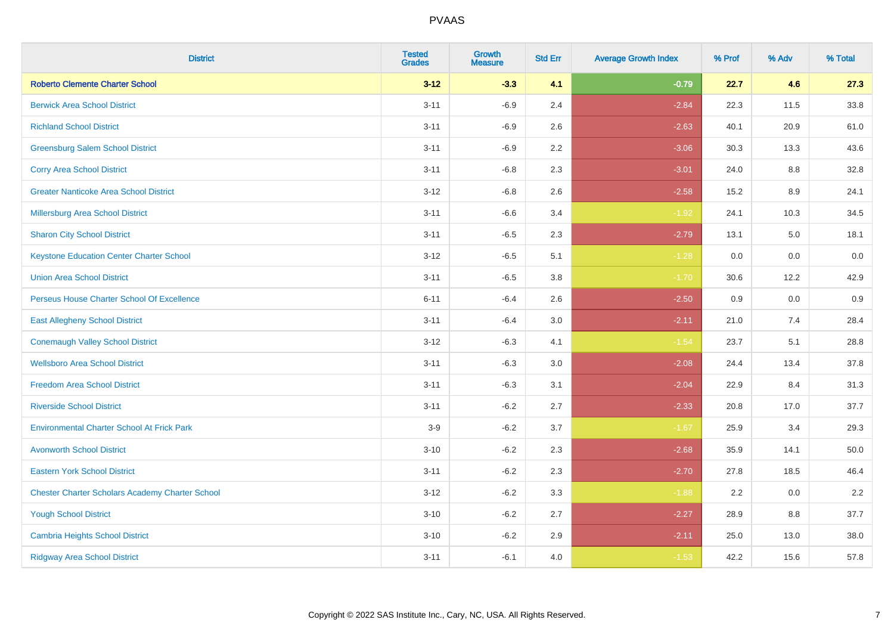| District | Tested Grades | Growth Measure | Std Err | Average Growth Index | % Prof | % Adv | % Total |
|---|---|---|---|---|---|---|---|
| **Roberto Clemente Charter School** | **3-12** | **-3.3** | **4.1** | **-0.79** | **22.7** | **4.6** | **27.3** |
| Berwick Area School District | 3-11 | -6.9 | 2.4 | -2.84 | 22.3 | 11.5 | 33.8 |
| Richland School District | 3-11 | -6.9 | 2.6 | -2.63 | 40.1 | 20.9 | 61.0 |
| Greensburg Salem School District | 3-11 | -6.9 | 2.2 | -3.06 | 30.3 | 13.3 | 43.6 |
| Corry Area School District | 3-11 | -6.8 | 2.3 | -3.01 | 24.0 | 8.8 | 32.8 |
| Greater Nanticoke Area School District | 3-12 | -6.8 | 2.6 | -2.58 | 15.2 | 8.9 | 24.1 |
| Millersburg Area School District | 3-11 | -6.6 | 3.4 | -1.92 | 24.1 | 10.3 | 34.5 |
| Sharon City School District | 3-11 | -6.5 | 2.3 | -2.79 | 13.1 | 5.0 | 18.1 |
| Keystone Education Center Charter School | 3-12 | -6.5 | 5.1 | -1.28 | 0.0 | 0.0 | 0.0 |
| Union Area School District | 3-11 | -6.5 | 3.8 | -1.70 | 30.6 | 12.2 | 42.9 |
| Perseus House Charter School Of Excellence | 6-11 | -6.4 | 2.6 | -2.50 | 0.9 | 0.0 | 0.9 |
| East Allegheny School District | 3-11 | -6.4 | 3.0 | -2.11 | 21.0 | 7.4 | 28.4 |
| Conemaugh Valley School District | 3-12 | -6.3 | 4.1 | -1.54 | 23.7 | 5.1 | 28.8 |
| Wellsboro Area School District | 3-11 | -6.3 | 3.0 | -2.08 | 24.4 | 13.4 | 37.8 |
| Freedom Area School District | 3-11 | -6.3 | 3.1 | -2.04 | 22.9 | 8.4 | 31.3 |
| Riverside School District | 3-11 | -6.2 | 2.7 | -2.33 | 20.8 | 17.0 | 37.7 |
| Environmental Charter School At Frick Park | 3-9 | -6.2 | 3.7 | -1.67 | 25.9 | 3.4 | 29.3 |
| Avonworth School District | 3-10 | -6.2 | 2.3 | -2.68 | 35.9 | 14.1 | 50.0 |
| Eastern York School District | 3-11 | -6.2 | 2.3 | -2.70 | 27.8 | 18.5 | 46.4 |
| Chester Charter Scholars Academy Charter School | 3-12 | -6.2 | 3.3 | -1.88 | 2.2 | 0.0 | 2.2 |
| Yough School District | 3-10 | -6.2 | 2.7 | -2.27 | 28.9 | 8.8 | 37.7 |
| Cambria Heights School District | 3-10 | -6.2 | 2.9 | -2.11 | 25.0 | 13.0 | 38.0 |
| Ridgway Area School District | 3-11 | -6.1 | 4.0 | -1.53 | 42.2 | 15.6 | 57.8 |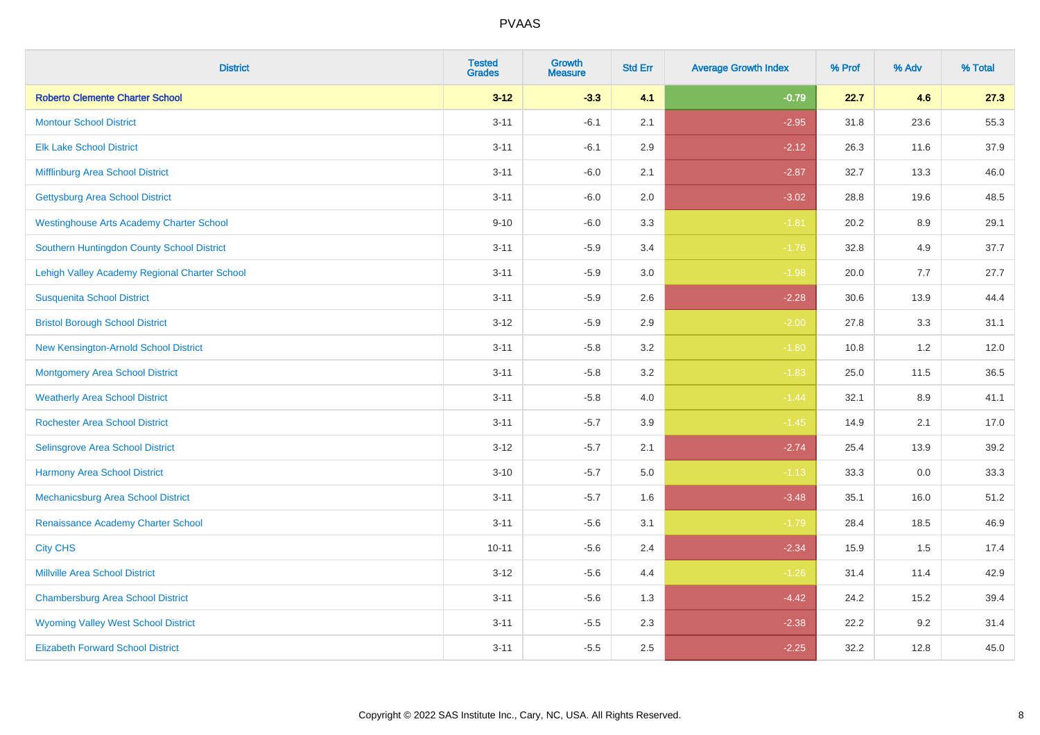| District | Tested Grades | Growth Measure | Std Err | Average Growth Index | % Prof | % Adv | % Total |
|---|---|---|---|---|---|---|---|
| **Roberto Clemente Charter School** | **3-12** | **-3.3** | **4.1** | **-0.79** | **22.7** | **4.6** | **27.3** |
| Montour School District | 3-11 | -6.1 | 2.1 | -2.95 | 31.8 | 23.6 | 55.3 |
| Elk Lake School District | 3-11 | -6.1 | 2.9 | -2.12 | 26.3 | 11.6 | 37.9 |
| Mifflinburg Area School District | 3-11 | -6.0 | 2.1 | -2.87 | 32.7 | 13.3 | 46.0 |
| Gettysburg Area School District | 3-11 | -6.0 | 2.0 | -3.02 | 28.8 | 19.6 | 48.5 |
| Westinghouse Arts Academy Charter School | 9-10 | -6.0 | 3.3 | -1.81 | 20.2 | 8.9 | 29.1 |
| Southern Huntingdon County School District | 3-11 | -5.9 | 3.4 | -1.76 | 32.8 | 4.9 | 37.7 |
| Lehigh Valley Academy Regional Charter School | 3-11 | -5.9 | 3.0 | -1.98 | 20.0 | 7.7 | 27.7 |
| Susquenita School District | 3-11 | -5.9 | 2.6 | -2.28 | 30.6 | 13.9 | 44.4 |
| Bristol Borough School District | 3-12 | -5.9 | 2.9 | -2.00 | 27.8 | 3.3 | 31.1 |
| New Kensington-Arnold School District | 3-11 | -5.8 | 3.2 | -1.80 | 10.8 | 1.2 | 12.0 |
| Montgomery Area School District | 3-11 | -5.8 | 3.2 | -1.83 | 25.0 | 11.5 | 36.5 |
| Weatherly Area School District | 3-11 | -5.8 | 4.0 | -1.44 | 32.1 | 8.9 | 41.1 |
| Rochester Area School District | 3-11 | -5.7 | 3.9 | -1.45 | 14.9 | 2.1 | 17.0 |
| Selinsgrove Area School District | 3-12 | -5.7 | 2.1 | -2.74 | 25.4 | 13.9 | 39.2 |
| Harmony Area School District | 3-10 | -5.7 | 5.0 | -1.13 | 33.3 | 0.0 | 33.3 |
| Mechanicsburg Area School District | 3-11 | -5.7 | 1.6 | -3.48 | 35.1 | 16.0 | 51.2 |
| Renaissance Academy Charter School | 3-11 | -5.6 | 3.1 | -1.79 | 28.4 | 18.5 | 46.9 |
| City CHS | 10-11 | -5.6 | 2.4 | -2.34 | 15.9 | 1.5 | 17.4 |
| Millville Area School District | 3-12 | -5.6 | 4.4 | -1.26 | 31.4 | 11.4 | 42.9 |
| Chambersburg Area School District | 3-11 | -5.6 | 1.3 | -4.42 | 24.2 | 15.2 | 39.4 |
| Wyoming Valley West School District | 3-11 | -5.5 | 2.3 | -2.38 | 22.2 | 9.2 | 31.4 |
| Elizabeth Forward School District | 3-11 | -5.5 | 2.5 | -2.25 | 32.2 | 12.8 | 45.0 |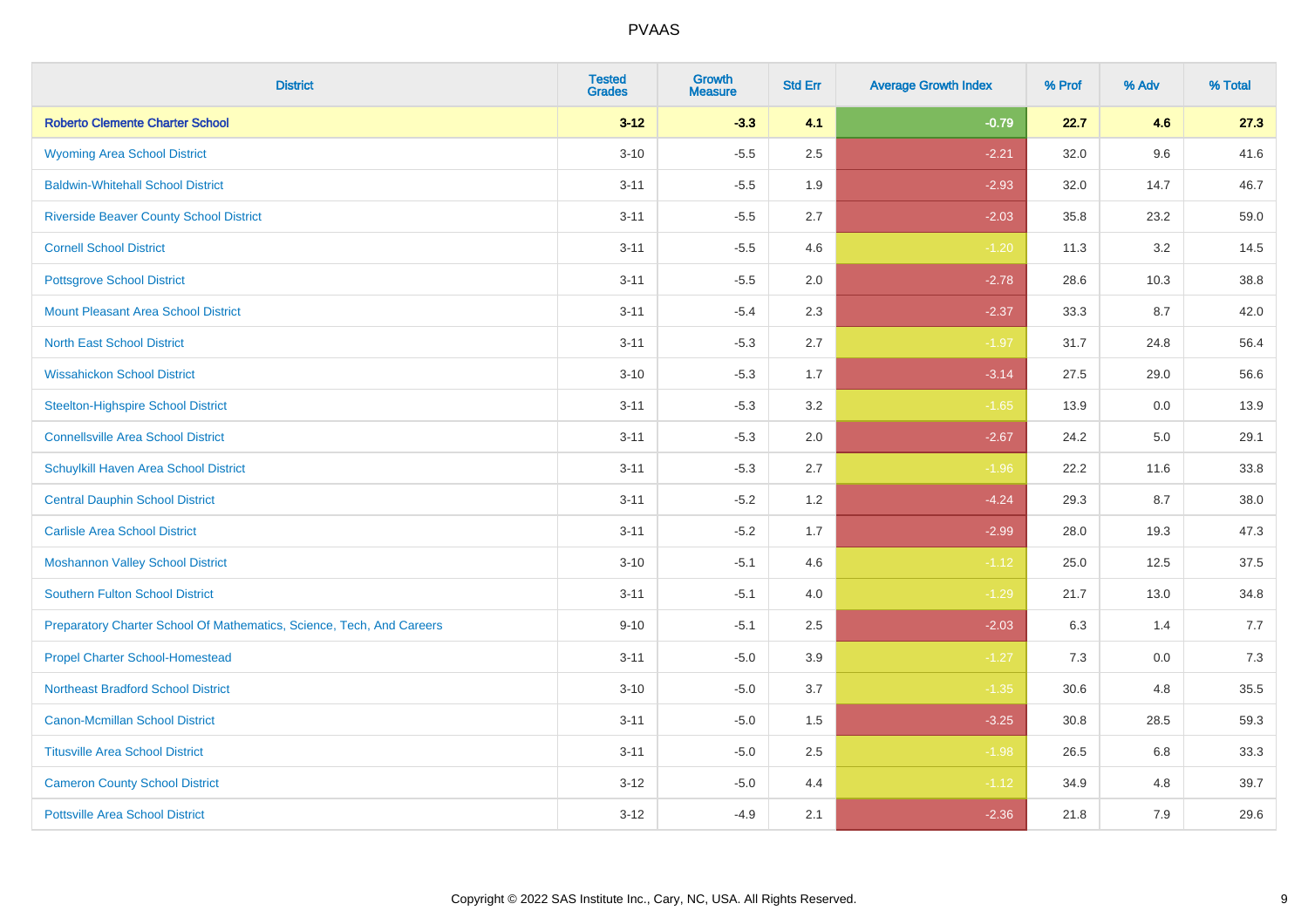| District | Tested Grades | Growth Measure | Std Err | Average Growth Index | % Prof | % Adv | % Total |
|---|---|---|---|---|---|---|---|
| **Roberto Clemente Charter School** | **3-12** | **-3.3** | **4.1** | **-0.79** | **22.7** | **4.6** | **27.3** |
| Wyoming Area School District | 3-10 | -5.5 | 2.5 | -2.21 | 32.0 | 9.6 | 41.6 |
| Baldwin-Whitehall School District | 3-11 | -5.5 | 1.9 | -2.93 | 32.0 | 14.7 | 46.7 |
| Riverside Beaver County School District | 3-11 | -5.5 | 2.7 | -2.03 | 35.8 | 23.2 | 59.0 |
| Cornell School District | 3-11 | -5.5 | 4.6 | -1.20 | 11.3 | 3.2 | 14.5 |
| Pottsgrove School District | 3-11 | -5.5 | 2.0 | -2.78 | 28.6 | 10.3 | 38.8 |
| Mount Pleasant Area School District | 3-11 | -5.4 | 2.3 | -2.37 | 33.3 | 8.7 | 42.0 |
| North East School District | 3-11 | -5.3 | 2.7 | -1.97 | 31.7 | 24.8 | 56.4 |
| Wissahickon School District | 3-10 | -5.3 | 1.7 | -3.14 | 27.5 | 29.0 | 56.6 |
| Steelton-Highspire School District | 3-11 | -5.3 | 3.2 | -1.65 | 13.9 | 0.0 | 13.9 |
| Connellsville Area School District | 3-11 | -5.3 | 2.0 | -2.67 | 24.2 | 5.0 | 29.1 |
| Schuylkill Haven Area School District | 3-11 | -5.3 | 2.7 | -1.96 | 22.2 | 11.6 | 33.8 |
| Central Dauphin School District | 3-11 | -5.2 | 1.2 | -4.24 | 29.3 | 8.7 | 38.0 |
| Carlisle Area School District | 3-11 | -5.2 | 1.7 | -2.99 | 28.0 | 19.3 | 47.3 |
| Moshannon Valley School District | 3-10 | -5.1 | 4.6 | -1.12 | 25.0 | 12.5 | 37.5 |
| Southern Fulton School District | 3-11 | -5.1 | 4.0 | -1.29 | 21.7 | 13.0 | 34.8 |
| Preparatory Charter School Of Mathematics, Science, Tech, And Careers | 9-10 | -5.1 | 2.5 | -2.03 | 6.3 | 1.4 | 7.7 |
| Propel Charter School-Homestead | 3-11 | -5.0 | 3.9 | -1.27 | 7.3 | 0.0 | 7.3 |
| Northeast Bradford School District | 3-10 | -5.0 | 3.7 | -1.35 | 30.6 | 4.8 | 35.5 |
| Canon-Mcmillan School District | 3-11 | -5.0 | 1.5 | -3.25 | 30.8 | 28.5 | 59.3 |
| Titusville Area School District | 3-11 | -5.0 | 2.5 | -1.98 | 26.5 | 6.8 | 33.3 |
| Cameron County School District | 3-12 | -5.0 | 4.4 | -1.12 | 34.9 | 4.8 | 39.7 |
| Pottsville Area School District | 3-12 | -4.9 | 2.1 | -2.36 | 21.8 | 7.9 | 29.6 |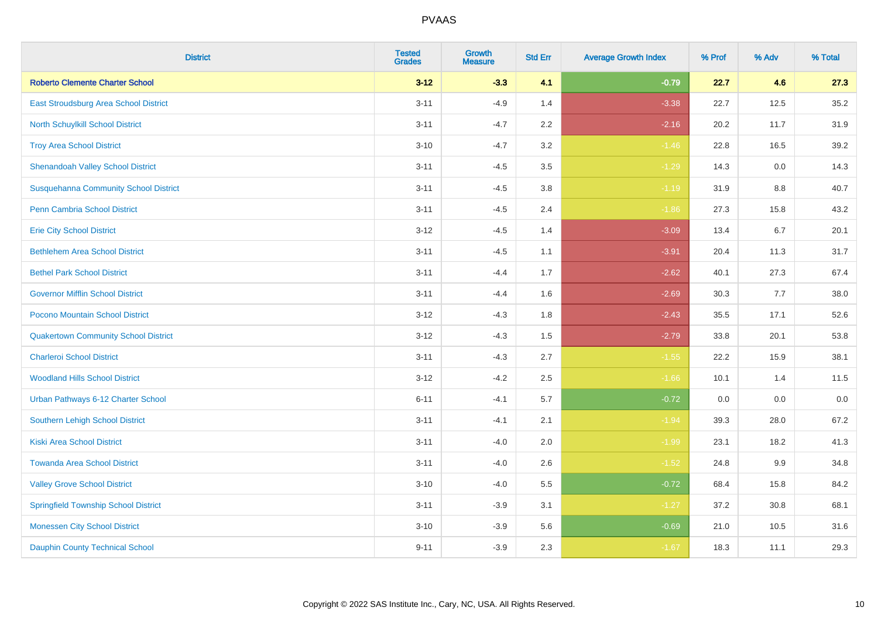| District | Tested Grades | Growth Measure | Std Err | Average Growth Index | % Prof | % Adv | % Total |
|---|---|---|---|---|---|---|---|
| **Roberto Clemente Charter School** | **3-12** | **-3.3** | **4.1** | **-0.79** | **22.7** | **4.6** | **27.3** |
| East Stroudsburg Area School District | 3-11 | -4.9 | 1.4 | -3.38 | 22.7 | 12.5 | 35.2 |
| North Schuylkill School District | 3-11 | -4.7 | 2.2 | -2.16 | 20.2 | 11.7 | 31.9 |
| Troy Area School District | 3-10 | -4.7 | 3.2 | -1.46 | 22.8 | 16.5 | 39.2 |
| Shenandoah Valley School District | 3-11 | -4.5 | 3.5 | -1.29 | 14.3 | 0.0 | 14.3 |
| Susquehanna Community School District | 3-11 | -4.5 | 3.8 | -1.19 | 31.9 | 8.8 | 40.7 |
| Penn Cambria School District | 3-11 | -4.5 | 2.4 | -1.86 | 27.3 | 15.8 | 43.2 |
| Erie City School District | 3-12 | -4.5 | 1.4 | -3.09 | 13.4 | 6.7 | 20.1 |
| Bethlehem Area School District | 3-11 | -4.5 | 1.1 | -3.91 | 20.4 | 11.3 | 31.7 |
| Bethel Park School District | 3-11 | -4.4 | 1.7 | -2.62 | 40.1 | 27.3 | 67.4 |
| Governor Mifflin School District | 3-11 | -4.4 | 1.6 | -2.69 | 30.3 | 7.7 | 38.0 |
| Pocono Mountain School District | 3-12 | -4.3 | 1.8 | -2.43 | 35.5 | 17.1 | 52.6 |
| Quakertown Community School District | 3-12 | -4.3 | 1.5 | -2.79 | 33.8 | 20.1 | 53.8 |
| Charleroi School District | 3-11 | -4.3 | 2.7 | -1.55 | 22.2 | 15.9 | 38.1 |
| Woodland Hills School District | 3-12 | -4.2 | 2.5 | -1.66 | 10.1 | 1.4 | 11.5 |
| Urban Pathways 6-12 Charter School | 6-11 | -4.1 | 5.7 | -0.72 | 0.0 | 0.0 | 0.0 |
| Southern Lehigh School District | 3-11 | -4.1 | 2.1 | -1.94 | 39.3 | 28.0 | 67.2 |
| Kiski Area School District | 3-11 | -4.0 | 2.0 | -1.99 | 23.1 | 18.2 | 41.3 |
| Towanda Area School District | 3-11 | -4.0 | 2.6 | -1.52 | 24.8 | 9.9 | 34.8 |
| Valley Grove School District | 3-10 | -4.0 | 5.5 | -0.72 | 68.4 | 15.8 | 84.2 |
| Springfield Township School District | 3-11 | -3.9 | 3.1 | -1.27 | 37.2 | 30.8 | 68.1 |
| Monessen City School District | 3-10 | -3.9 | 5.6 | -0.69 | 21.0 | 10.5 | 31.6 |
| Dauphin County Technical School | 9-11 | -3.9 | 2.3 | -1.67 | 18.3 | 11.1 | 29.3 |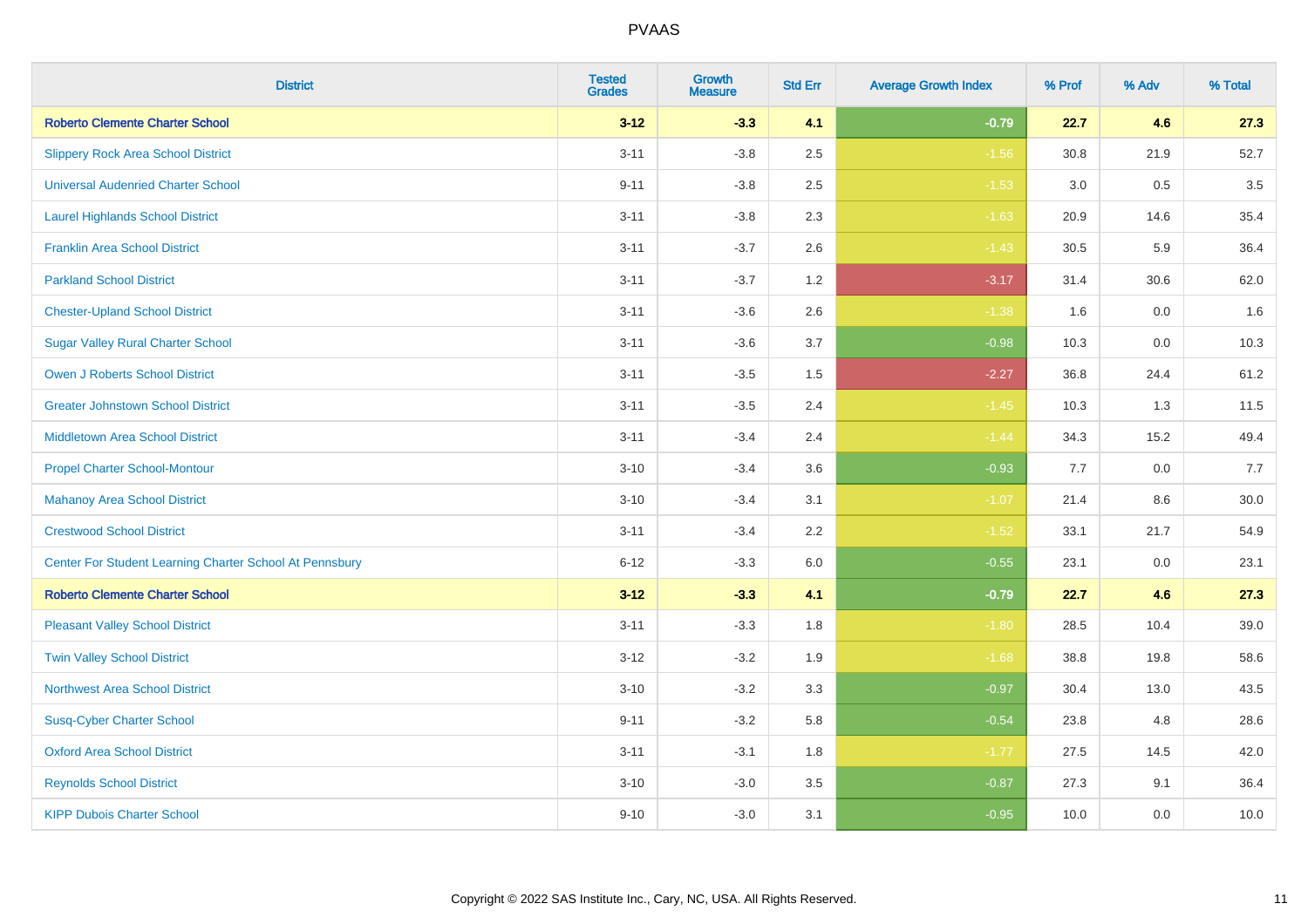# PVAAS

| District | Tested Grades | Growth Measure | Std Err | Average Growth Index | % Prof | % Adv | % Total |
|---|---|---|---|---|---|---|---|
| **Roberto Clemente Charter School** | **3-12** | **-3.3** | **4.1** | **-0.79** | **22.7** | **4.6** | **27.3** |
| Slippery Rock Area School District | 3-11 | -3.8 | 2.5 | -1.56 | 30.8 | 21.9 | 52.7 |
| Universal Audenried Charter School | 9-11 | -3.8 | 2.5 | -1.53 | 3.0 | 0.5 | 3.5 |
| Laurel Highlands School District | 3-11 | -3.8 | 2.3 | -1.63 | 20.9 | 14.6 | 35.4 |
| Franklin Area School District | 3-11 | -3.7 | 2.6 | -1.43 | 30.5 | 5.9 | 36.4 |
| Parkland School District | 3-11 | -3.7 | 1.2 | -3.17 | 31.4 | 30.6 | 62.0 |
| Chester-Upland School District | 3-11 | -3.6 | 2.6 | -1.38 | 1.6 | 0.0 | 1.6 |
| Sugar Valley Rural Charter School | 3-11 | -3.6 | 3.7 | -0.98 | 10.3 | 0.0 | 10.3 |
| Owen J Roberts School District | 3-11 | -3.5 | 1.5 | -2.27 | 36.8 | 24.4 | 61.2 |
| Greater Johnstown School District | 3-11 | -3.5 | 2.4 | -1.45 | 10.3 | 1.3 | 11.5 |
| Middletown Area School District | 3-11 | -3.4 | 2.4 | -1.44 | 34.3 | 15.2 | 49.4 |
| Propel Charter School-Montour | 3-10 | -3.4 | 3.6 | -0.93 | 7.7 | 0.0 | 7.7 |
| Mahanoy Area School District | 3-10 | -3.4 | 3.1 | -1.07 | 21.4 | 8.6 | 30.0 |
| Crestwood School District | 3-11 | -3.4 | 2.2 | -1.52 | 33.1 | 21.7 | 54.9 |
| Center For Student Learning Charter School At Pennsbury | 6-12 | -3.3 | 6.0 | -0.55 | 23.1 | 0.0 | 23.1 |
| **Roberto Clemente Charter School** | **3-12** | **-3.3** | **4.1** | **-0.79** | **22.7** | **4.6** | **27.3** |
| Pleasant Valley School District | 3-11 | -3.3 | 1.8 | -1.80 | 28.5 | 10.4 | 39.0 |
| Twin Valley School District | 3-12 | -3.2 | 1.9 | -1.68 | 38.8 | 19.8 | 58.6 |
| Northwest Area School District | 3-10 | -3.2 | 3.3 | -0.97 | 30.4 | 13.0 | 43.5 |
| Susq-Cyber Charter School | 9-11 | -3.2 | 5.8 | -0.54 | 23.8 | 4.8 | 28.6 |
| Oxford Area School District | 3-11 | -3.1 | 1.8 | -1.77 | 27.5 | 14.5 | 42.0 |
| Reynolds School District | 3-10 | -3.0 | 3.5 | -0.87 | 27.3 | 9.1 | 36.4 |
| KIPP Dubois Charter School | 9-10 | -3.0 | 3.1 | -0.95 | 10.0 | 0.0 | 10.0 |

Copyright © 2022 SAS Institute Inc., Cary, NC, USA. All Rights Reserved.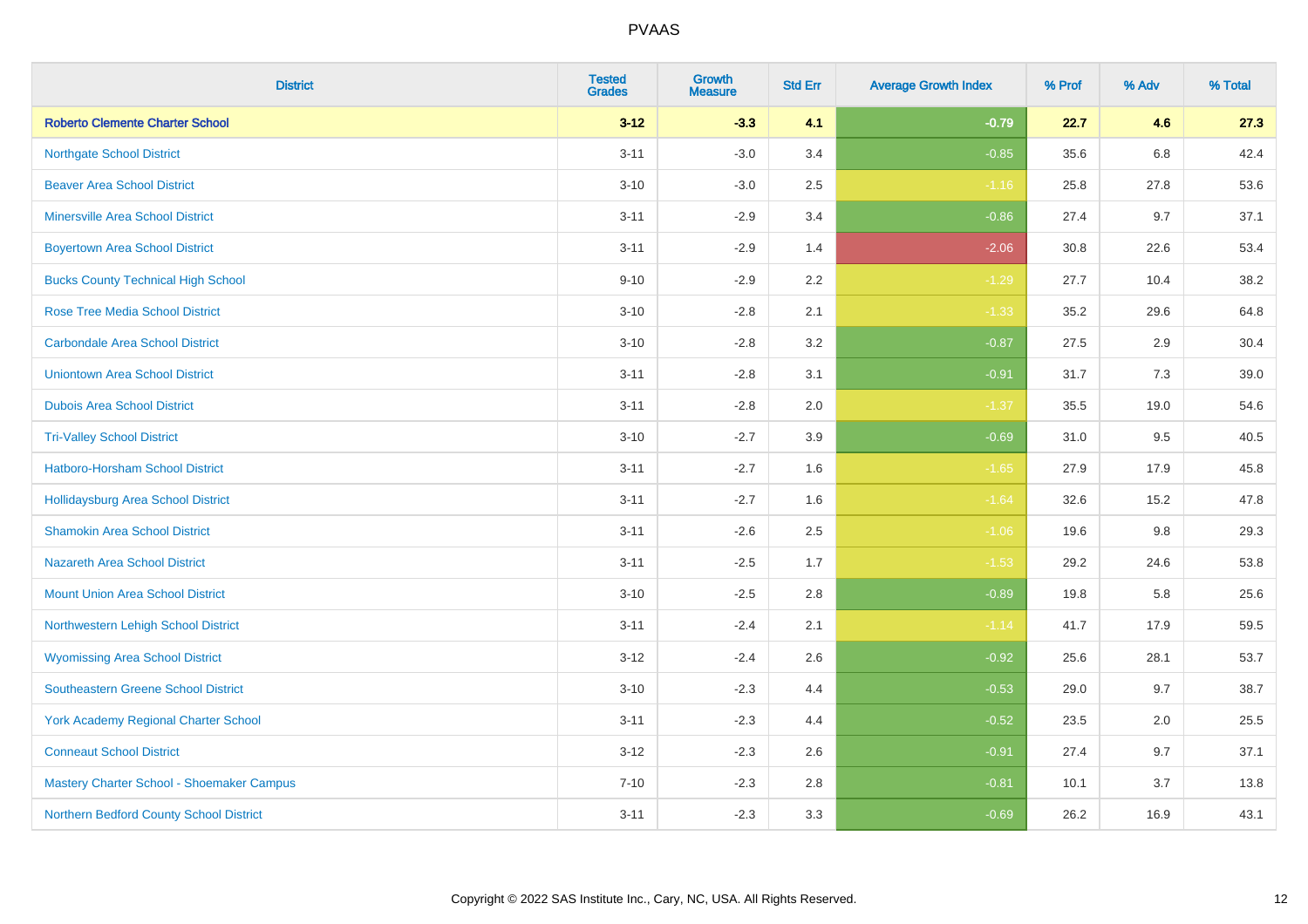# PVAAS

| District | Tested Grades | Growth Measure | Std Err | Average Growth Index | % Prof | % Adv | % Total |
|---|---|---|---|---|---|---|---|
| **Roberto Clemente Charter School** | **3-12** | **-3.3** | **4.1** | **-0.79** | **22.7** | **4.6** | **27.3** |
| Northgate School District | 3-11 | -3.0 | 3.4 | -0.85 | 35.6 | 6.8 | 42.4 |
| Beaver Area School District | 3-10 | -3.0 | 2.5 | -1.16 | 25.8 | 27.8 | 53.6 |
| Minersville Area School District | 3-11 | -2.9 | 3.4 | -0.86 | 27.4 | 9.7 | 37.1 |
| Boyertown Area School District | 3-11 | -2.9 | 1.4 | -2.06 | 30.8 | 22.6 | 53.4 |
| Bucks County Technical High School | 9-10 | -2.9 | 2.2 | -1.29 | 27.7 | 10.4 | 38.2 |
| Rose Tree Media School District | 3-10 | -2.8 | 2.1 | -1.33 | 35.2 | 29.6 | 64.8 |
| Carbondale Area School District | 3-10 | -2.8 | 3.2 | -0.87 | 27.5 | 2.9 | 30.4 |
| Uniontown Area School District | 3-11 | -2.8 | 3.1 | -0.91 | 31.7 | 7.3 | 39.0 |
| Dubois Area School District | 3-11 | -2.8 | 2.0 | -1.37 | 35.5 | 19.0 | 54.6 |
| Tri-Valley School District | 3-10 | -2.7 | 3.9 | -0.69 | 31.0 | 9.5 | 40.5 |
| Hatboro-Horsham School District | 3-11 | -2.7 | 1.6 | -1.65 | 27.9 | 17.9 | 45.8 |
| Hollidaysburg Area School District | 3-11 | -2.7 | 1.6 | -1.64 | 32.6 | 15.2 | 47.8 |
| Shamokin Area School District | 3-11 | -2.6 | 2.5 | -1.06 | 19.6 | 9.8 | 29.3 |
| Nazareth Area School District | 3-11 | -2.5 | 1.7 | -1.53 | 29.2 | 24.6 | 53.8 |
| Mount Union Area School District | 3-10 | -2.5 | 2.8 | -0.89 | 19.8 | 5.8 | 25.6 |
| Northwestern Lehigh School District | 3-11 | -2.4 | 2.1 | -1.14 | 41.7 | 17.9 | 59.5 |
| Wyomissing Area School District | 3-12 | -2.4 | 2.6 | -0.92 | 25.6 | 28.1 | 53.7 |
| Southeastern Greene School District | 3-10 | -2.3 | 4.4 | -0.53 | 29.0 | 9.7 | 38.7 |
| York Academy Regional Charter School | 3-11 | -2.3 | 4.4 | -0.52 | 23.5 | 2.0 | 25.5 |
| Conneaut School District | 3-12 | -2.3 | 2.6 | -0.91 | 27.4 | 9.7 | 37.1 |
| Mastery Charter School - Shoemaker Campus | 7-10 | -2.3 | 2.8 | -0.81 | 10.1 | 3.7 | 13.8 |
| Northern Bedford County School District | 3-11 | -2.3 | 3.3 | -0.69 | 26.2 | 16.9 | 43.1 |

Copyright © 2022 SAS Institute Inc., Cary, NC, USA. All Rights Reserved.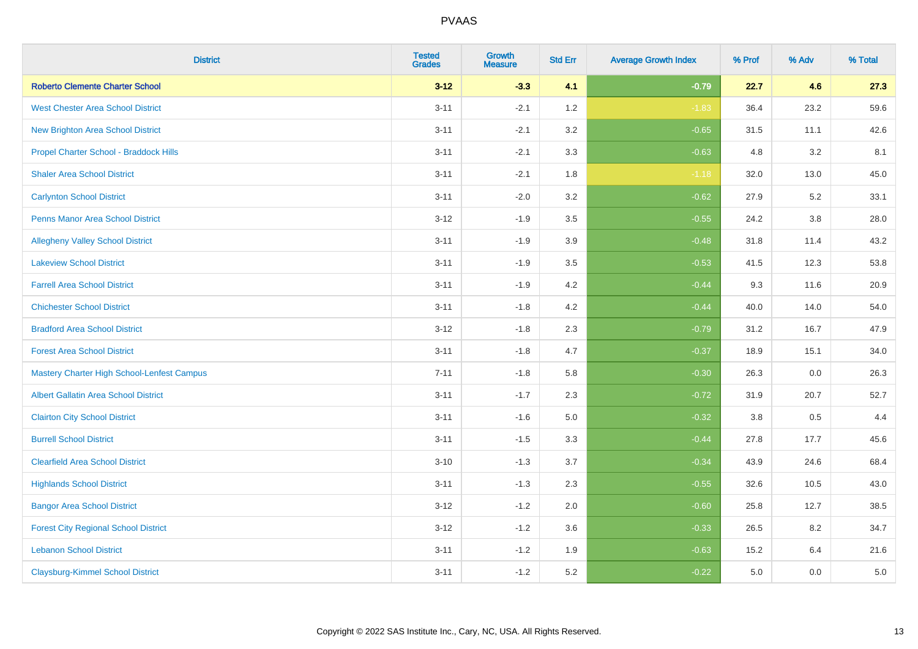| District | Tested Grades | Growth Measure | Std Err | Average Growth Index | % Prof | % Adv | % Total |
|---|---|---|---|---|---|---|---|
| **Roberto Clemente Charter School** | **3-12** | **-3.3** | **4.1** | **-0.79** | **22.7** | **4.6** | **27.3** |
| West Chester Area School District | 3-11 | -2.1 | 1.2 | -1.83 | 36.4 | 23.2 | 59.6 |
| New Brighton Area School District | 3-11 | -2.1 | 3.2 | -0.65 | 31.5 | 11.1 | 42.6 |
| Propel Charter School - Braddock Hills | 3-11 | -2.1 | 3.3 | -0.63 | 4.8 | 3.2 | 8.1 |
| Shaler Area School District | 3-11 | -2.1 | 1.8 | -1.18 | 32.0 | 13.0 | 45.0 |
| Carlynton School District | 3-11 | -2.0 | 3.2 | -0.62 | 27.9 | 5.2 | 33.1 |
| Penns Manor Area School District | 3-12 | -1.9 | 3.5 | -0.55 | 24.2 | 3.8 | 28.0 |
| Allegheny Valley School District | 3-11 | -1.9 | 3.9 | -0.48 | 31.8 | 11.4 | 43.2 |
| Lakeview School District | 3-11 | -1.9 | 3.5 | -0.53 | 41.5 | 12.3 | 53.8 |
| Farrell Area School District | 3-11 | -1.9 | 4.2 | -0.44 | 9.3 | 11.6 | 20.9 |
| Chichester School District | 3-11 | -1.8 | 4.2 | -0.44 | 40.0 | 14.0 | 54.0 |
| Bradford Area School District | 3-12 | -1.8 | 2.3 | -0.79 | 31.2 | 16.7 | 47.9 |
| Forest Area School District | 3-11 | -1.8 | 4.7 | -0.37 | 18.9 | 15.1 | 34.0 |
| Mastery Charter High School-Lenfest Campus | 7-11 | -1.8 | 5.8 | -0.30 | 26.3 | 0.0 | 26.3 |
| Albert Gallatin Area School District | 3-11 | -1.7 | 2.3 | -0.72 | 31.9 | 20.7 | 52.7 |
| Clairton City School District | 3-11 | -1.6 | 5.0 | -0.32 | 3.8 | 0.5 | 4.4 |
| Burrell School District | 3-11 | -1.5 | 3.3 | -0.44 | 27.8 | 17.7 | 45.6 |
| Clearfield Area School District | 3-10 | -1.3 | 3.7 | -0.34 | 43.9 | 24.6 | 68.4 |
| Highlands School District | 3-11 | -1.3 | 2.3 | -0.55 | 32.6 | 10.5 | 43.0 |
| Bangor Area School District | 3-12 | -1.2 | 2.0 | -0.60 | 25.8 | 12.7 | 38.5 |
| Forest City Regional School District | 3-12 | -1.2 | 3.6 | -0.33 | 26.5 | 8.2 | 34.7 |
| Lebanon School District | 3-11 | -1.2 | 1.9 | -0.63 | 15.2 | 6.4 | 21.6 |
| Claysburg-Kimmel School District | 3-11 | -1.2 | 5.2 | -0.22 | 5.0 | 0.0 | 5.0 |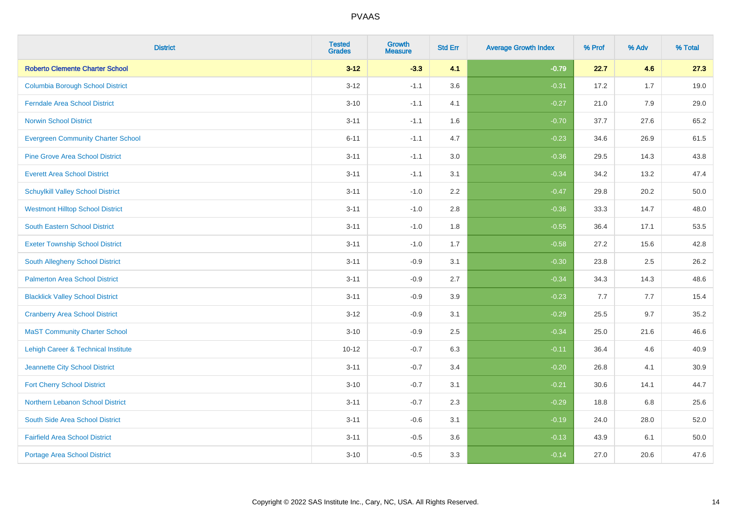# PVAAS

| District | Tested Grades | Growth Measure | Std Err | Average Growth Index | % Prof | % Adv | % Total |
|---|---|---|---|---|---|---|---|
| **Roberto Clemente Charter School** | **3-12** | **-3.3** | **4.1** | **-0.79** | **22.7** | **4.6** | **27.3** |
| Columbia Borough School District | 3-12 | -1.1 | 3.6 | -0.31 | 17.2 | 1.7 | 19.0 |
| Ferndale Area School District | 3-10 | -1.1 | 4.1 | -0.27 | 21.0 | 7.9 | 29.0 |
| Norwin School District | 3-11 | -1.1 | 1.6 | -0.70 | 37.7 | 27.6 | 65.2 |
| Evergreen Community Charter School | 6-11 | -1.1 | 4.7 | -0.23 | 34.6 | 26.9 | 61.5 |
| Pine Grove Area School District | 3-11 | -1.1 | 3.0 | -0.36 | 29.5 | 14.3 | 43.8 |
| Everett Area School District | 3-11 | -1.1 | 3.1 | -0.34 | 34.2 | 13.2 | 47.4 |
| Schuylkill Valley School District | 3-11 | -1.0 | 2.2 | -0.47 | 29.8 | 20.2 | 50.0 |
| Westmont Hilltop School District | 3-11 | -1.0 | 2.8 | -0.36 | 33.3 | 14.7 | 48.0 |
| South Eastern School District | 3-11 | -1.0 | 1.8 | -0.55 | 36.4 | 17.1 | 53.5 |
| Exeter Township School District | 3-11 | -1.0 | 1.7 | -0.58 | 27.2 | 15.6 | 42.8 |
| South Allegheny School District | 3-11 | -0.9 | 3.1 | -0.30 | 23.8 | 2.5 | 26.2 |
| Palmerton Area School District | 3-11 | -0.9 | 2.7 | -0.34 | 34.3 | 14.3 | 48.6 |
| Blacklick Valley School District | 3-11 | -0.9 | 3.9 | -0.23 | 7.7 | 7.7 | 15.4 |
| Cranberry Area School District | 3-12 | -0.9 | 3.1 | -0.29 | 25.5 | 9.7 | 35.2 |
| MaST Community Charter School | 3-10 | -0.9 | 2.5 | -0.34 | 25.0 | 21.6 | 46.6 |
| Lehigh Career & Technical Institute | 10-12 | -0.7 | 6.3 | -0.11 | 36.4 | 4.6 | 40.9 |
| Jeannette City School District | 3-11 | -0.7 | 3.4 | -0.20 | 26.8 | 4.1 | 30.9 |
| Fort Cherry School District | 3-10 | -0.7 | 3.1 | -0.21 | 30.6 | 14.1 | 44.7 |
| Northern Lebanon School District | 3-11 | -0.7 | 2.3 | -0.29 | 18.8 | 6.8 | 25.6 |
| South Side Area School District | 3-11 | -0.6 | 3.1 | -0.19 | 24.0 | 28.0 | 52.0 |
| Fairfield Area School District | 3-11 | -0.5 | 3.6 | -0.13 | 43.9 | 6.1 | 50.0 |
| Portage Area School District | 3-10 | -0.5 | 3.3 | -0.14 | 27.0 | 20.6 | 47.6 |

Copyright © 2022 SAS Institute Inc., Cary, NC, USA. All Rights Reserved.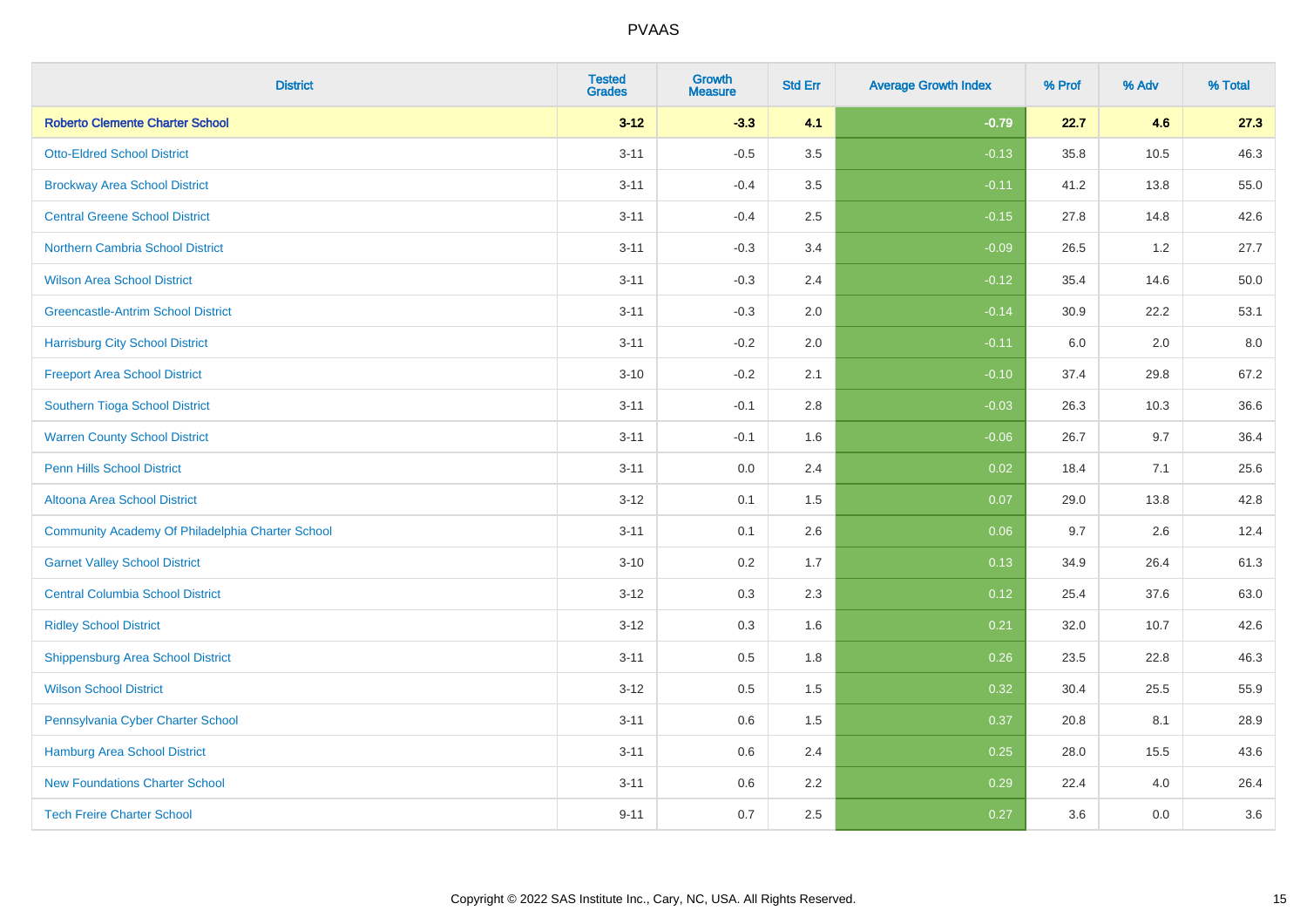| District | Tested Grades | Growth Measure | Std Err | Average Growth Index | % Prof | % Adv | % Total |
|---|---|---|---|---|---|---|---|
| **Roberto Clemente Charter School** | **3-12** | **-3.3** | **4.1** | **-0.79** | **22.7** | **4.6** | **27.3** |
| Otto-Eldred School District | 3-11 | -0.5 | 3.5 | -0.13 | 35.8 | 10.5 | 46.3 |
| Brockway Area School District | 3-11 | -0.4 | 3.5 | -0.11 | 41.2 | 13.8 | 55.0 |
| Central Greene School District | 3-11 | -0.4 | 2.5 | -0.15 | 27.8 | 14.8 | 42.6 |
| Northern Cambria School District | 3-11 | -0.3 | 3.4 | -0.09 | 26.5 | 1.2 | 27.7 |
| Wilson Area School District | 3-11 | -0.3 | 2.4 | -0.12 | 35.4 | 14.6 | 50.0 |
| Greencastle-Antrim School District | 3-11 | -0.3 | 2.0 | -0.14 | 30.9 | 22.2 | 53.1 |
| Harrisburg City School District | 3-11 | -0.2 | 2.0 | -0.11 | 6.0 | 2.0 | 8.0 |
| Freeport Area School District | 3-10 | -0.2 | 2.1 | -0.10 | 37.4 | 29.8 | 67.2 |
| Southern Tioga School District | 3-11 | -0.1 | 2.8 | -0.03 | 26.3 | 10.3 | 36.6 |
| Warren County School District | 3-11 | -0.1 | 1.6 | -0.06 | 26.7 | 9.7 | 36.4 |
| Penn Hills School District | 3-11 | 0.0 | 2.4 | 0.02 | 18.4 | 7.1 | 25.6 |
| Altoona Area School District | 3-12 | 0.1 | 1.5 | 0.07 | 29.0 | 13.8 | 42.8 |
| Community Academy Of Philadelphia Charter School | 3-11 | 0.1 | 2.6 | 0.06 | 9.7 | 2.6 | 12.4 |
| Garnet Valley School District | 3-10 | 0.2 | 1.7 | 0.13 | 34.9 | 26.4 | 61.3 |
| Central Columbia School District | 3-12 | 0.3 | 2.3 | 0.12 | 25.4 | 37.6 | 63.0 |
| Ridley School District | 3-12 | 0.3 | 1.6 | 0.21 | 32.0 | 10.7 | 42.6 |
| Shippensburg Area School District | 3-11 | 0.5 | 1.8 | 0.26 | 23.5 | 22.8 | 46.3 |
| Wilson School District | 3-12 | 0.5 | 1.5 | 0.32 | 30.4 | 25.5 | 55.9 |
| Pennsylvania Cyber Charter School | 3-11 | 0.6 | 1.5 | 0.37 | 20.8 | 8.1 | 28.9 |
| Hamburg Area School District | 3-11 | 0.6 | 2.4 | 0.25 | 28.0 | 15.5 | 43.6 |
| New Foundations Charter School | 3-11 | 0.6 | 2.2 | 0.29 | 22.4 | 4.0 | 26.4 |
| Tech Freire Charter School | 9-11 | 0.7 | 2.5 | 0.27 | 3.6 | 0.0 | 3.6 |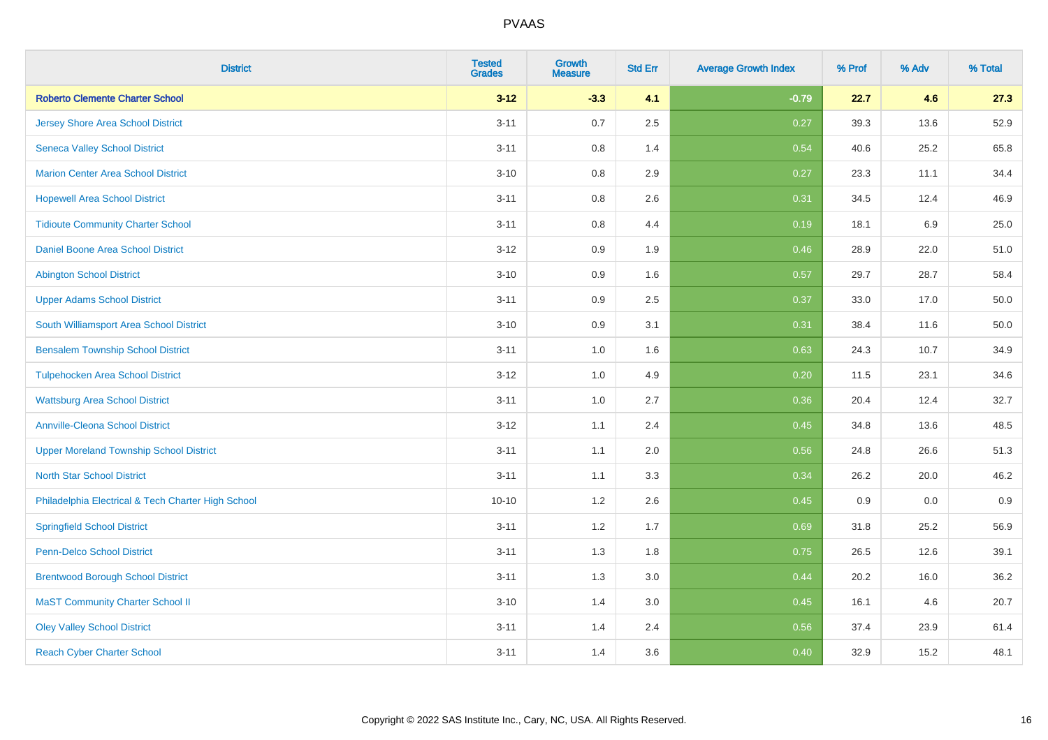| District | Tested Grades | Growth Measure | Std Err | Average Growth Index | % Prof | % Adv | % Total |
|---|---|---|---|---|---|---|---|
| **Roberto Clemente Charter School** | **3-12** | **-3.3** | **4.1** | **-0.79** | **22.7** | **4.6** | **27.3** |
| Jersey Shore Area School District | 3-11 | 0.7 | 2.5 | 0.27 | 39.3 | 13.6 | 52.9 |
| Seneca Valley School District | 3-11 | 0.8 | 1.4 | 0.54 | 40.6 | 25.2 | 65.8 |
| Marion Center Area School District | 3-10 | 0.8 | 2.9 | 0.27 | 23.3 | 11.1 | 34.4 |
| Hopewell Area School District | 3-11 | 0.8 | 2.6 | 0.31 | 34.5 | 12.4 | 46.9 |
| Tidioute Community Charter School | 3-11 | 0.8 | 4.4 | 0.19 | 18.1 | 6.9 | 25.0 |
| Daniel Boone Area School District | 3-12 | 0.9 | 1.9 | 0.46 | 28.9 | 22.0 | 51.0 |
| Abington School District | 3-10 | 0.9 | 1.6 | 0.57 | 29.7 | 28.7 | 58.4 |
| Upper Adams School District | 3-11 | 0.9 | 2.5 | 0.37 | 33.0 | 17.0 | 50.0 |
| South Williamsport Area School District | 3-10 | 0.9 | 3.1 | 0.31 | 38.4 | 11.6 | 50.0 |
| Bensalem Township School District | 3-11 | 1.0 | 1.6 | 0.63 | 24.3 | 10.7 | 34.9 |
| Tulpehocken Area School District | 3-12 | 1.0 | 4.9 | 0.20 | 11.5 | 23.1 | 34.6 |
| Wattsburg Area School District | 3-11 | 1.0 | 2.7 | 0.36 | 20.4 | 12.4 | 32.7 |
| Annville-Cleona School District | 3-12 | 1.1 | 2.4 | 0.45 | 34.8 | 13.6 | 48.5 |
| Upper Moreland Township School District | 3-11 | 1.1 | 2.0 | 0.56 | 24.8 | 26.6 | 51.3 |
| North Star School District | 3-11 | 1.1 | 3.3 | 0.34 | 26.2 | 20.0 | 46.2 |
| Philadelphia Electrical & Tech Charter High School | 10-10 | 1.2 | 2.6 | 0.45 | 0.9 | 0.0 | 0.9 |
| Springfield School District | 3-11 | 1.2 | 1.7 | 0.69 | 31.8 | 25.2 | 56.9 |
| Penn-Delco School District | 3-11 | 1.3 | 1.8 | 0.75 | 26.5 | 12.6 | 39.1 |
| Brentwood Borough School District | 3-11 | 1.3 | 3.0 | 0.44 | 20.2 | 16.0 | 36.2 |
| MaST Community Charter School II | 3-10 | 1.4 | 3.0 | 0.45 | 16.1 | 4.6 | 20.7 |
| Oley Valley School District | 3-11 | 1.4 | 2.4 | 0.56 | 37.4 | 23.9 | 61.4 |
| Reach Cyber Charter School | 3-11 | 1.4 | 3.6 | 0.40 | 32.9 | 15.2 | 48.1 |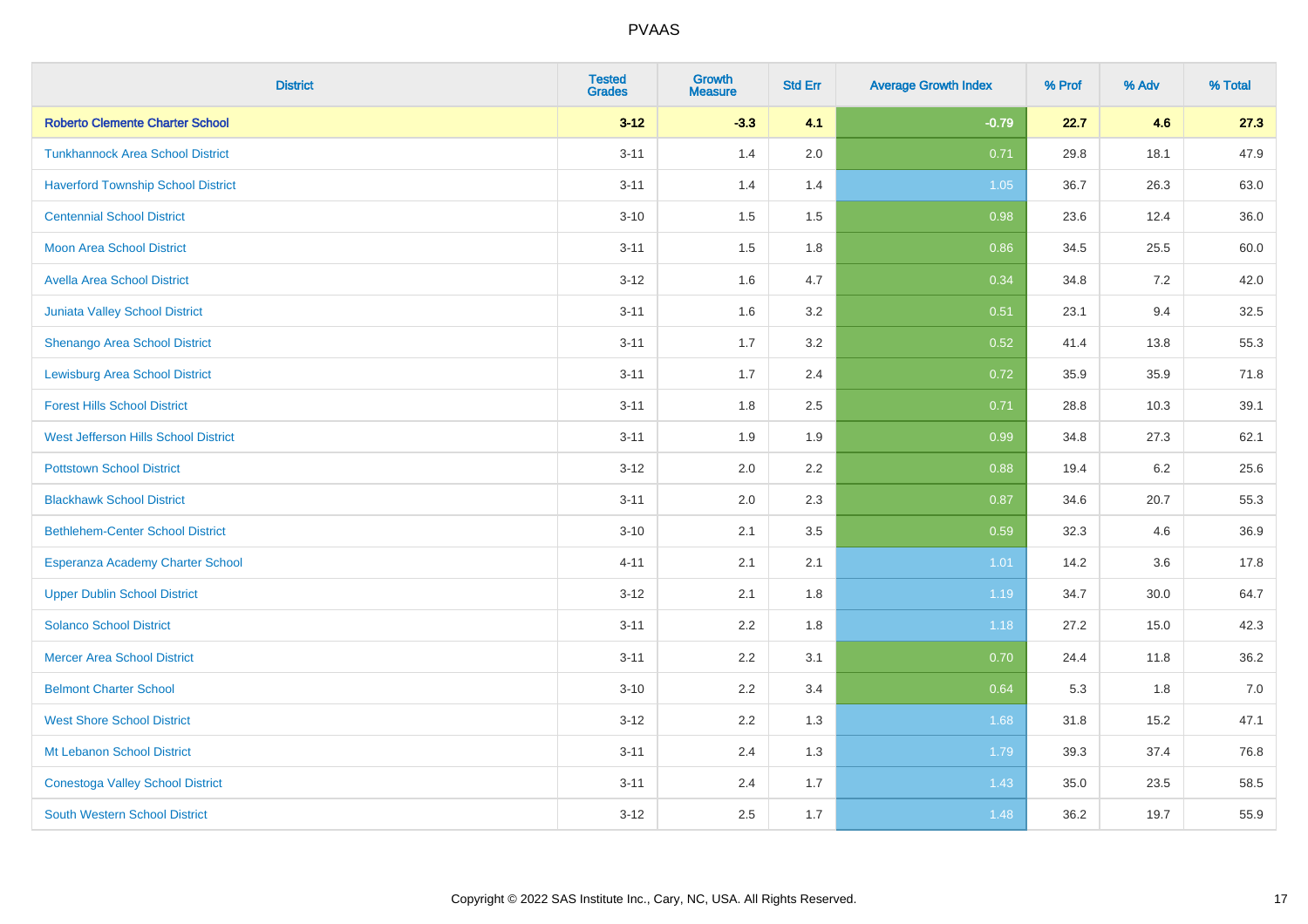# PVAAS

| District | Tested Grades | Growth Measure | Std Err | Average Growth Index | % Prof | % Adv | % Total |
|---|---|---|---|---|---|---|---|
| **Roberto Clemente Charter School** | **3-12** | **-3.3** | **4.1** | **-0.79** | **22.7** | **4.6** | **27.3** |
| Tunkhannock Area School District | 3-11 | 1.4 | 2.0 | 0.71 | 29.8 | 18.1 | 47.9 |
| Haverford Township School District | 3-11 | 1.4 | 1.4 | 1.05 | 36.7 | 26.3 | 63.0 |
| Centennial School District | 3-10 | 1.5 | 1.5 | 0.98 | 23.6 | 12.4 | 36.0 |
| Moon Area School District | 3-11 | 1.5 | 1.8 | 0.86 | 34.5 | 25.5 | 60.0 |
| Avella Area School District | 3-12 | 1.6 | 4.7 | 0.34 | 34.8 | 7.2 | 42.0 |
| Juniata Valley School District | 3-11 | 1.6 | 3.2 | 0.51 | 23.1 | 9.4 | 32.5 |
| Shenango Area School District | 3-11 | 1.7 | 3.2 | 0.52 | 41.4 | 13.8 | 55.3 |
| Lewisburg Area School District | 3-11 | 1.7 | 2.4 | 0.72 | 35.9 | 35.9 | 71.8 |
| Forest Hills School District | 3-11 | 1.8 | 2.5 | 0.71 | 28.8 | 10.3 | 39.1 |
| West Jefferson Hills School District | 3-11 | 1.9 | 1.9 | 0.99 | 34.8 | 27.3 | 62.1 |
| Pottstown School District | 3-12 | 2.0 | 2.2 | 0.88 | 19.4 | 6.2 | 25.6 |
| Blackhawk School District | 3-11 | 2.0 | 2.3 | 0.87 | 34.6 | 20.7 | 55.3 |
| Bethlehem-Center School District | 3-10 | 2.1 | 3.5 | 0.59 | 32.3 | 4.6 | 36.9 |
| Esperanza Academy Charter School | 4-11 | 2.1 | 2.1 | 1.01 | 14.2 | 3.6 | 17.8 |
| Upper Dublin School District | 3-12 | 2.1 | 1.8 | 1.19 | 34.7 | 30.0 | 64.7 |
| Solanco School District | 3-11 | 2.2 | 1.8 | 1.18 | 27.2 | 15.0 | 42.3 |
| Mercer Area School District | 3-11 | 2.2 | 3.1 | 0.70 | 24.4 | 11.8 | 36.2 |
| Belmont Charter School | 3-10 | 2.2 | 3.4 | 0.64 | 5.3 | 1.8 | 7.0 |
| West Shore School District | 3-12 | 2.2 | 1.3 | 1.68 | 31.8 | 15.2 | 47.1 |
| Mt Lebanon School District | 3-11 | 2.4 | 1.3 | 1.79 | 39.3 | 37.4 | 76.8 |
| Conestoga Valley School District | 3-11 | 2.4 | 1.7 | 1.43 | 35.0 | 23.5 | 58.5 |
| South Western School District | 3-12 | 2.5 | 1.7 | 1.48 | 36.2 | 19.7 | 55.9 |

Copyright © 2022 SAS Institute Inc., Cary, NC, USA. All Rights Reserved.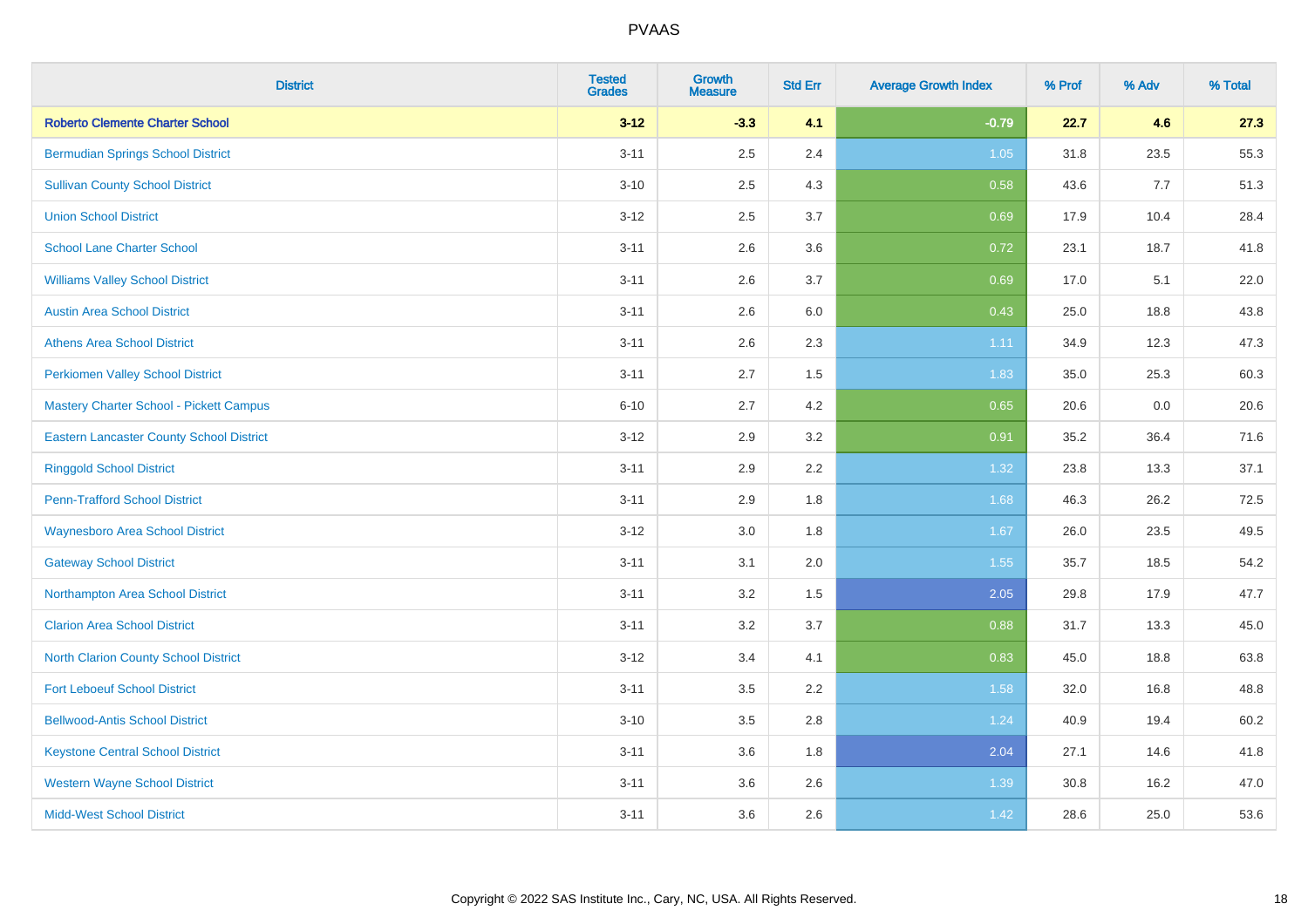# PVAAS

| District | Tested Grades | Growth Measure | Std Err | Average Growth Index | % Prof | % Adv | % Total |
|---|---|---|---|---|---|---|---|
| **Roberto Clemente Charter School** | **3-12** | **-3.3** | **4.1** | **-0.79** | **22.7** | **4.6** | **27.3** |
| Bermudian Springs School District | 3-11 | 2.5 | 2.4 | 1.05 | 31.8 | 23.5 | 55.3 |
| Sullivan County School District | 3-10 | 2.5 | 4.3 | 0.58 | 43.6 | 7.7 | 51.3 |
| Union School District | 3-12 | 2.5 | 3.7 | 0.69 | 17.9 | 10.4 | 28.4 |
| School Lane Charter School | 3-11 | 2.6 | 3.6 | 0.72 | 23.1 | 18.7 | 41.8 |
| Williams Valley School District | 3-11 | 2.6 | 3.7 | 0.69 | 17.0 | 5.1 | 22.0 |
| Austin Area School District | 3-11 | 2.6 | 6.0 | 0.43 | 25.0 | 18.8 | 43.8 |
| Athens Area School District | 3-11 | 2.6 | 2.3 | 1.11 | 34.9 | 12.3 | 47.3 |
| Perkiomen Valley School District | 3-11 | 2.7 | 1.5 | 1.83 | 35.0 | 25.3 | 60.3 |
| Mastery Charter School - Pickett Campus | 6-10 | 2.7 | 4.2 | 0.65 | 20.6 | 0.0 | 20.6 |
| Eastern Lancaster County School District | 3-12 | 2.9 | 3.2 | 0.91 | 35.2 | 36.4 | 71.6 |
| Ringgold School District | 3-11 | 2.9 | 2.2 | 1.32 | 23.8 | 13.3 | 37.1 |
| Penn-Trafford School District | 3-11 | 2.9 | 1.8 | 1.68 | 46.3 | 26.2 | 72.5 |
| Waynesboro Area School District | 3-12 | 3.0 | 1.8 | 1.67 | 26.0 | 23.5 | 49.5 |
| Gateway School District | 3-11 | 3.1 | 2.0 | 1.55 | 35.7 | 18.5 | 54.2 |
| Northampton Area School District | 3-11 | 3.2 | 1.5 | 2.05 | 29.8 | 17.9 | 47.7 |
| Clarion Area School District | 3-11 | 3.2 | 3.7 | 0.88 | 31.7 | 13.3 | 45.0 |
| North Clarion County School District | 3-12 | 3.4 | 4.1 | 0.83 | 45.0 | 18.8 | 63.8 |
| Fort Leboeuf School District | 3-11 | 3.5 | 2.2 | 1.58 | 32.0 | 16.8 | 48.8 |
| Bellwood-Antis School District | 3-10 | 3.5 | 2.8 | 1.24 | 40.9 | 19.4 | 60.2 |
| Keystone Central School District | 3-11 | 3.6 | 1.8 | 2.04 | 27.1 | 14.6 | 41.8 |
| Western Wayne School District | 3-11 | 3.6 | 2.6 | 1.39 | 30.8 | 16.2 | 47.0 |
| Midd-West School District | 3-11 | 3.6 | 2.6 | 1.42 | 28.6 | 25.0 | 53.6 |

Copyright © 2022 SAS Institute Inc., Cary, NC, USA. All Rights Reserved.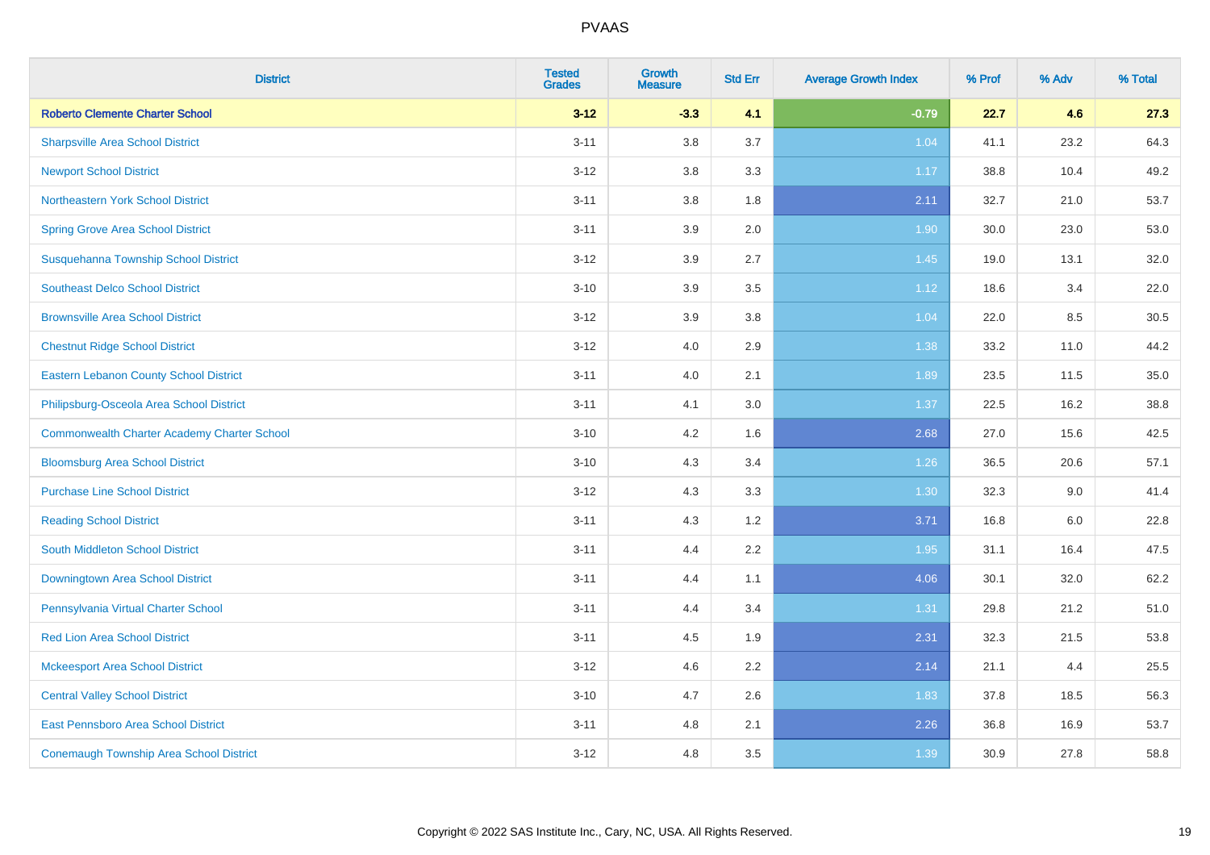# PVAAS

| District | Tested Grades | Growth Measure | Std Err | Average Growth Index | % Prof | % Adv | % Total |
|---|---|---|---|---|---|---|---|
| **Roberto Clemente Charter School** | **3-12** | **-3.3** | **4.1** | **-0.79** | **22.7** | **4.6** | **27.3** |
| Sharpsville Area School District | 3-11 | 3.8 | 3.7 | 1.04 | 41.1 | 23.2 | 64.3 |
| Newport School District | 3-12 | 3.8 | 3.3 | 1.17 | 38.8 | 10.4 | 49.2 |
| Northeastern York School District | 3-11 | 3.8 | 1.8 | 2.11 | 32.7 | 21.0 | 53.7 |
| Spring Grove Area School District | 3-11 | 3.9 | 2.0 | 1.90 | 30.0 | 23.0 | 53.0 |
| Susquehanna Township School District | 3-12 | 3.9 | 2.7 | 1.45 | 19.0 | 13.1 | 32.0 |
| Southeast Delco School District | 3-10 | 3.9 | 3.5 | 1.12 | 18.6 | 3.4 | 22.0 |
| Brownsville Area School District | 3-12 | 3.9 | 3.8 | 1.04 | 22.0 | 8.5 | 30.5 |
| Chestnut Ridge School District | 3-12 | 4.0 | 2.9 | 1.38 | 33.2 | 11.0 | 44.2 |
| Eastern Lebanon County School District | 3-11 | 4.0 | 2.1 | 1.89 | 23.5 | 11.5 | 35.0 |
| Philipsburg-Osceola Area School District | 3-11 | 4.1 | 3.0 | 1.37 | 22.5 | 16.2 | 38.8 |
| Commonwealth Charter Academy Charter School | 3-10 | 4.2 | 1.6 | 2.68 | 27.0 | 15.6 | 42.5 |
| Bloomsburg Area School District | 3-10 | 4.3 | 3.4 | 1.26 | 36.5 | 20.6 | 57.1 |
| Purchase Line School District | 3-12 | 4.3 | 3.3 | 1.30 | 32.3 | 9.0 | 41.4 |
| Reading School District | 3-11 | 4.3 | 1.2 | 3.71 | 16.8 | 6.0 | 22.8 |
| South Middleton School District | 3-11 | 4.4 | 2.2 | 1.95 | 31.1 | 16.4 | 47.5 |
| Downingtown Area School District | 3-11 | 4.4 | 1.1 | 4.06 | 30.1 | 32.0 | 62.2 |
| Pennsylvania Virtual Charter School | 3-11 | 4.4 | 3.4 | 1.31 | 29.8 | 21.2 | 51.0 |
| Red Lion Area School District | 3-11 | 4.5 | 1.9 | 2.31 | 32.3 | 21.5 | 53.8 |
| Mckeesport Area School District | 3-12 | 4.6 | 2.2 | 2.14 | 21.1 | 4.4 | 25.5 |
| Central Valley School District | 3-10 | 4.7 | 2.6 | 1.83 | 37.8 | 18.5 | 56.3 |
| East Pennsboro Area School District | 3-11 | 4.8 | 2.1 | 2.26 | 36.8 | 16.9 | 53.7 |
| Conemaugh Township Area School District | 3-12 | 4.8 | 3.5 | 1.39 | 30.9 | 27.8 | 58.8 |

Copyright © 2022 SAS Institute Inc., Cary, NC, USA. All Rights Reserved.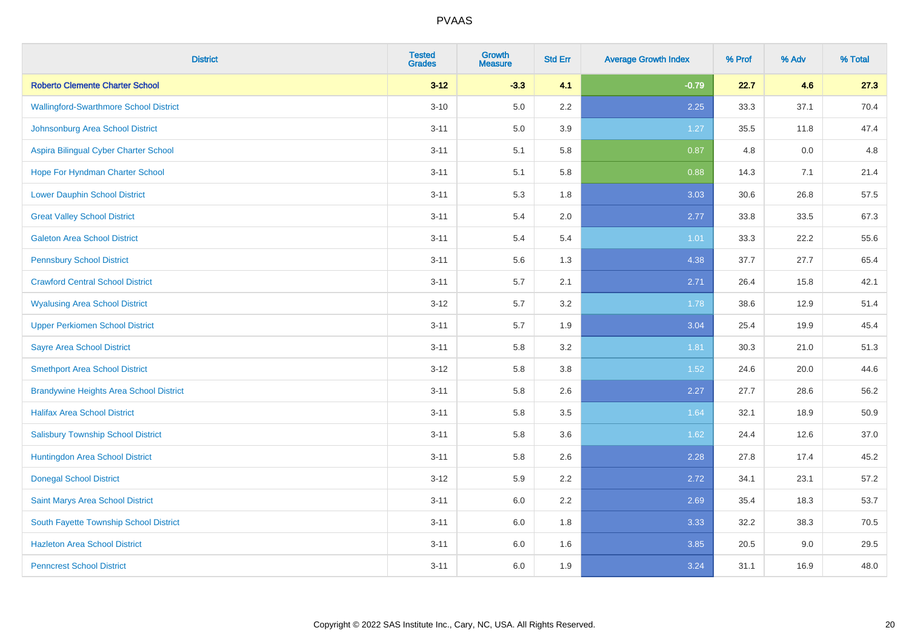# PVAAS

| District | Tested Grades | Growth Measure | Std Err | Average Growth Index | % Prof | % Adv | % Total |
|---|---|---|---|---|---|---|---|
| **Roberto Clemente Charter School** | **3-12** | **-3.3** | **4.1** | **-0.79** | **22.7** | **4.6** | **27.3** |
| Wallingford-Swarthmore School District | 3-10 | 5.0 | 2.2 | 2.25 | 33.3 | 37.1 | 70.4 |
| Johnsonburg Area School District | 3-11 | 5.0 | 3.9 | 1.27 | 35.5 | 11.8 | 47.4 |
| Aspira Bilingual Cyber Charter School | 3-11 | 5.1 | 5.8 | 0.87 | 4.8 | 0.0 | 4.8 |
| Hope For Hyndman Charter School | 3-11 | 5.1 | 5.8 | 0.88 | 14.3 | 7.1 | 21.4 |
| Lower Dauphin School District | 3-11 | 5.3 | 1.8 | 3.03 | 30.6 | 26.8 | 57.5 |
| Great Valley School District | 3-11 | 5.4 | 2.0 | 2.77 | 33.8 | 33.5 | 67.3 |
| Galeton Area School District | 3-11 | 5.4 | 5.4 | 1.01 | 33.3 | 22.2 | 55.6 |
| Pennsbury School District | 3-11 | 5.6 | 1.3 | 4.38 | 37.7 | 27.7 | 65.4 |
| Crawford Central School District | 3-11 | 5.7 | 2.1 | 2.71 | 26.4 | 15.8 | 42.1 |
| Wyalusing Area School District | 3-12 | 5.7 | 3.2 | 1.78 | 38.6 | 12.9 | 51.4 |
| Upper Perkiomen School District | 3-11 | 5.7 | 1.9 | 3.04 | 25.4 | 19.9 | 45.4 |
| Sayre Area School District | 3-11 | 5.8 | 3.2 | 1.81 | 30.3 | 21.0 | 51.3 |
| Smethport Area School District | 3-12 | 5.8 | 3.8 | 1.52 | 24.6 | 20.0 | 44.6 |
| Brandywine Heights Area School District | 3-11 | 5.8 | 2.6 | 2.27 | 27.7 | 28.6 | 56.2 |
| Halifax Area School District | 3-11 | 5.8 | 3.5 | 1.64 | 32.1 | 18.9 | 50.9 |
| Salisbury Township School District | 3-11 | 5.8 | 3.6 | 1.62 | 24.4 | 12.6 | 37.0 |
| Huntingdon Area School District | 3-11 | 5.8 | 2.6 | 2.28 | 27.8 | 17.4 | 45.2 |
| Donegal School District | 3-12 | 5.9 | 2.2 | 2.72 | 34.1 | 23.1 | 57.2 |
| Saint Marys Area School District | 3-11 | 6.0 | 2.2 | 2.69 | 35.4 | 18.3 | 53.7 |
| South Fayette Township School District | 3-11 | 6.0 | 1.8 | 3.33 | 32.2 | 38.3 | 70.5 |
| Hazleton Area School District | 3-11 | 6.0 | 1.6 | 3.85 | 20.5 | 9.0 | 29.5 |
| Penncrest School District | 3-11 | 6.0 | 1.9 | 3.24 | 31.1 | 16.9 | 48.0 |

Copyright © 2022 SAS Institute Inc., Cary, NC, USA. All Rights Reserved.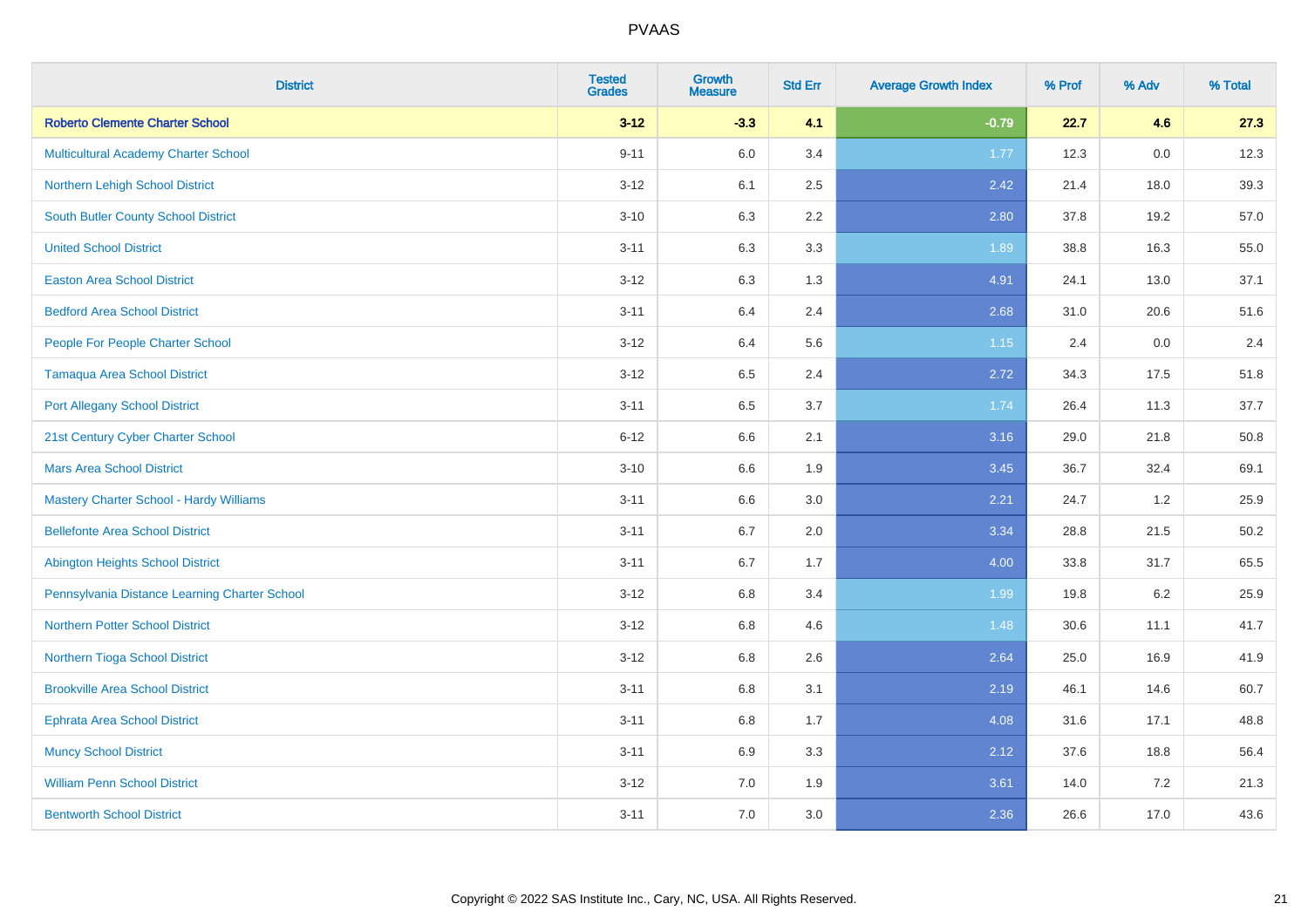# PVAAS

| District | Tested Grades | Growth Measure | Std Err | Average Growth Index | % Prof | % Adv | % Total |
|---|---|---|---|---|---|---|---|
| **Roberto Clemente Charter School** | **3-12** | **-3.3** | **4.1** | **-0.79** | **22.7** | **4.6** | **27.3** |
| Multicultural Academy Charter School | 9-11 | 6.0 | 3.4 | 1.77 | 12.3 | 0.0 | 12.3 |
| Northern Lehigh School District | 3-12 | 6.1 | 2.5 | 2.42 | 21.4 | 18.0 | 39.3 |
| South Butler County School District | 3-10 | 6.3 | 2.2 | 2.80 | 37.8 | 19.2 | 57.0 |
| United School District | 3-11 | 6.3 | 3.3 | 1.89 | 38.8 | 16.3 | 55.0 |
| Easton Area School District | 3-12 | 6.3 | 1.3 | 4.91 | 24.1 | 13.0 | 37.1 |
| Bedford Area School District | 3-11 | 6.4 | 2.4 | 2.68 | 31.0 | 20.6 | 51.6 |
| People For People Charter School | 3-12 | 6.4 | 5.6 | 1.15 | 2.4 | 0.0 | 2.4 |
| Tamaqua Area School District | 3-12 | 6.5 | 2.4 | 2.72 | 34.3 | 17.5 | 51.8 |
| Port Allegany School District | 3-11 | 6.5 | 3.7 | 1.74 | 26.4 | 11.3 | 37.7 |
| 21st Century Cyber Charter School | 6-12 | 6.6 | 2.1 | 3.16 | 29.0 | 21.8 | 50.8 |
| Mars Area School District | 3-10 | 6.6 | 1.9 | 3.45 | 36.7 | 32.4 | 69.1 |
| Mastery Charter School - Hardy Williams | 3-11 | 6.6 | 3.0 | 2.21 | 24.7 | 1.2 | 25.9 |
| Bellefonte Area School District | 3-11 | 6.7 | 2.0 | 3.34 | 28.8 | 21.5 | 50.2 |
| Abington Heights School District | 3-11 | 6.7 | 1.7 | 4.00 | 33.8 | 31.7 | 65.5 |
| Pennsylvania Distance Learning Charter School | 3-12 | 6.8 | 3.4 | 1.99 | 19.8 | 6.2 | 25.9 |
| Northern Potter School District | 3-12 | 6.8 | 4.6 | 1.48 | 30.6 | 11.1 | 41.7 |
| Northern Tioga School District | 3-12 | 6.8 | 2.6 | 2.64 | 25.0 | 16.9 | 41.9 |
| Brookville Area School District | 3-11 | 6.8 | 3.1 | 2.19 | 46.1 | 14.6 | 60.7 |
| Ephrata Area School District | 3-11 | 6.8 | 1.7 | 4.08 | 31.6 | 17.1 | 48.8 |
| Muncy School District | 3-11 | 6.9 | 3.3 | 2.12 | 37.6 | 18.8 | 56.4 |
| William Penn School District | 3-12 | 7.0 | 1.9 | 3.61 | 14.0 | 7.2 | 21.3 |
| Bentworth School District | 3-11 | 7.0 | 3.0 | 2.36 | 26.6 | 17.0 | 43.6 |

Copyright © 2022 SAS Institute Inc., Cary, NC, USA. All Rights Reserved.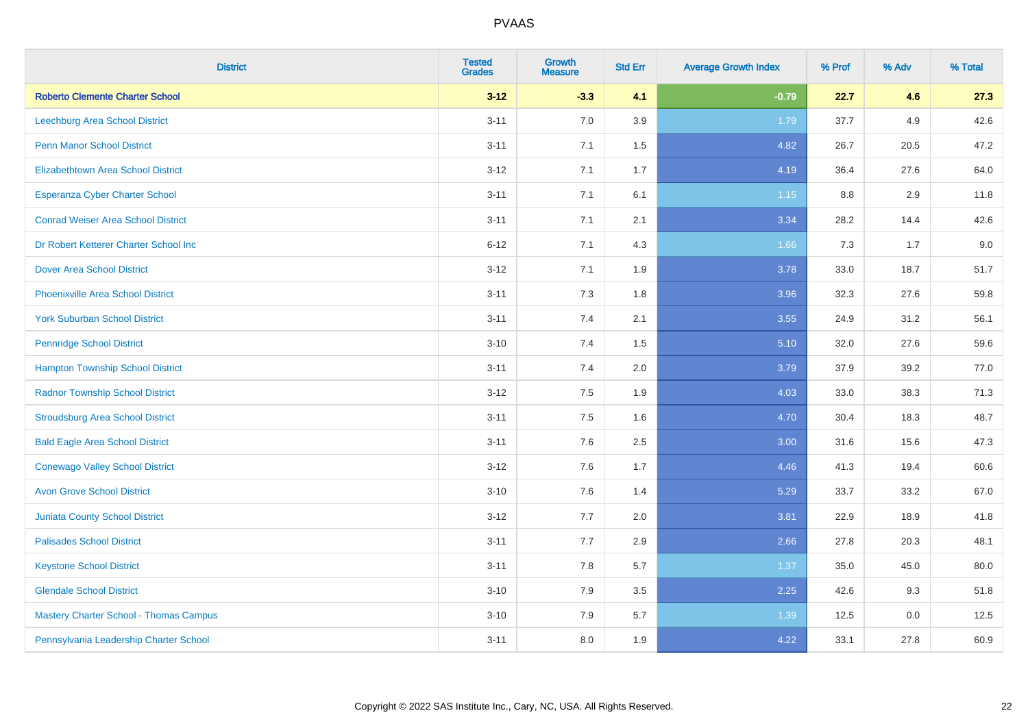| District | Tested Grades | Growth Measure | Std Err | Average Growth Index | % Prof | % Adv | % Total |
|---|---|---|---|---|---|---|---|
| **Roberto Clemente Charter School** | **3-12** | **-3.3** | **4.1** | **-0.79** | **22.7** | **4.6** | **27.3** |
| Leechburg Area School District | 3-11 | 7.0 | 3.9 | 1.79 | 37.7 | 4.9 | 42.6 |
| Penn Manor School District | 3-11 | 7.1 | 1.5 | 4.82 | 26.7 | 20.5 | 47.2 |
| Elizabethtown Area School District | 3-12 | 7.1 | 1.7 | 4.19 | 36.4 | 27.6 | 64.0 |
| Esperanza Cyber Charter School | 3-11 | 7.1 | 6.1 | 1.15 | 8.8 | 2.9 | 11.8 |
| Conrad Weiser Area School District | 3-11 | 7.1 | 2.1 | 3.34 | 28.2 | 14.4 | 42.6 |
| Dr Robert Ketterer Charter School Inc | 6-12 | 7.1 | 4.3 | 1.66 | 7.3 | 1.7 | 9.0 |
| Dover Area School District | 3-12 | 7.1 | 1.9 | 3.78 | 33.0 | 18.7 | 51.7 |
| Phoenixville Area School District | 3-11 | 7.3 | 1.8 | 3.96 | 32.3 | 27.6 | 59.8 |
| York Suburban School District | 3-11 | 7.4 | 2.1 | 3.55 | 24.9 | 31.2 | 56.1 |
| Pennridge School District | 3-10 | 7.4 | 1.5 | 5.10 | 32.0 | 27.6 | 59.6 |
| Hampton Township School District | 3-11 | 7.4 | 2.0 | 3.79 | 37.9 | 39.2 | 77.0 |
| Radnor Township School District | 3-12 | 7.5 | 1.9 | 4.03 | 33.0 | 38.3 | 71.3 |
| Stroudsburg Area School District | 3-11 | 7.5 | 1.6 | 4.70 | 30.4 | 18.3 | 48.7 |
| Bald Eagle Area School District | 3-11 | 7.6 | 2.5 | 3.00 | 31.6 | 15.6 | 47.3 |
| Conewago Valley School District | 3-12 | 7.6 | 1.7 | 4.46 | 41.3 | 19.4 | 60.6 |
| Avon Grove School District | 3-10 | 7.6 | 1.4 | 5.29 | 33.7 | 33.2 | 67.0 |
| Juniata County School District | 3-12 | 7.7 | 2.0 | 3.81 | 22.9 | 18.9 | 41.8 |
| Palisades School District | 3-11 | 7.7 | 2.9 | 2.66 | 27.8 | 20.3 | 48.1 |
| Keystone School District | 3-11 | 7.8 | 5.7 | 1.37 | 35.0 | 45.0 | 80.0 |
| Glendale School District | 3-10 | 7.9 | 3.5 | 2.25 | 42.6 | 9.3 | 51.8 |
| Mastery Charter School - Thomas Campus | 3-10 | 7.9 | 5.7 | 1.39 | 12.5 | 0.0 | 12.5 |
| Pennsylvania Leadership Charter School | 3-11 | 8.0 | 1.9 | 4.22 | 33.1 | 27.8 | 60.9 |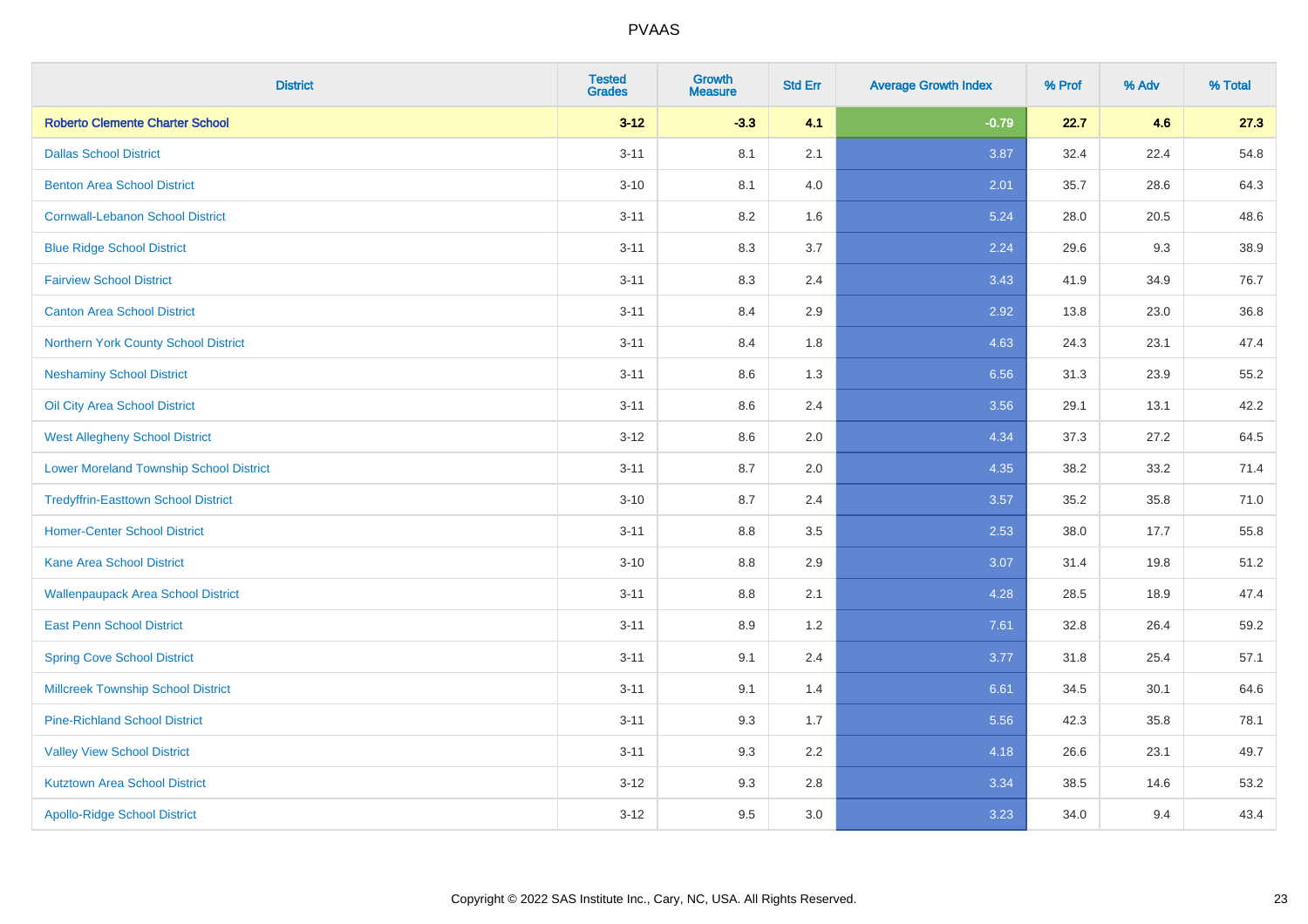| District | Tested Grades | Growth Measure | Std Err | Average Growth Index | % Prof | % Adv | % Total |
|---|---|---|---|---|---|---|---|
| **Roberto Clemente Charter School** | **3-12** | **-3.3** | **4.1** | **-0.79** | **22.7** | **4.6** | **27.3** |
| Dallas School District | 3-11 | 8.1 | 2.1 | 3.87 | 32.4 | 22.4 | 54.8 |
| Benton Area School District | 3-10 | 8.1 | 4.0 | 2.01 | 35.7 | 28.6 | 64.3 |
| Cornwall-Lebanon School District | 3-11 | 8.2 | 1.6 | 5.24 | 28.0 | 20.5 | 48.6 |
| Blue Ridge School District | 3-11 | 8.3 | 3.7 | 2.24 | 29.6 | 9.3 | 38.9 |
| Fairview School District | 3-11 | 8.3 | 2.4 | 3.43 | 41.9 | 34.9 | 76.7 |
| Canton Area School District | 3-11 | 8.4 | 2.9 | 2.92 | 13.8 | 23.0 | 36.8 |
| Northern York County School District | 3-11 | 8.4 | 1.8 | 4.63 | 24.3 | 23.1 | 47.4 |
| Neshaminy School District | 3-11 | 8.6 | 1.3 | 6.56 | 31.3 | 23.9 | 55.2 |
| Oil City Area School District | 3-11 | 8.6 | 2.4 | 3.56 | 29.1 | 13.1 | 42.2 |
| West Allegheny School District | 3-12 | 8.6 | 2.0 | 4.34 | 37.3 | 27.2 | 64.5 |
| Lower Moreland Township School District | 3-11 | 8.7 | 2.0 | 4.35 | 38.2 | 33.2 | 71.4 |
| Tredyffrin-Easttown School District | 3-10 | 8.7 | 2.4 | 3.57 | 35.2 | 35.8 | 71.0 |
| Homer-Center School District | 3-11 | 8.8 | 3.5 | 2.53 | 38.0 | 17.7 | 55.8 |
| Kane Area School District | 3-10 | 8.8 | 2.9 | 3.07 | 31.4 | 19.8 | 51.2 |
| Wallenpaupack Area School District | 3-11 | 8.8 | 2.1 | 4.28 | 28.5 | 18.9 | 47.4 |
| East Penn School District | 3-11 | 8.9 | 1.2 | 7.61 | 32.8 | 26.4 | 59.2 |
| Spring Cove School District | 3-11 | 9.1 | 2.4 | 3.77 | 31.8 | 25.4 | 57.1 |
| Millcreek Township School District | 3-11 | 9.1 | 1.4 | 6.61 | 34.5 | 30.1 | 64.6 |
| Pine-Richland School District | 3-11 | 9.3 | 1.7 | 5.56 | 42.3 | 35.8 | 78.1 |
| Valley View School District | 3-11 | 9.3 | 2.2 | 4.18 | 26.6 | 23.1 | 49.7 |
| Kutztown Area School District | 3-12 | 9.3 | 2.8 | 3.34 | 38.5 | 14.6 | 53.2 |
| Apollo-Ridge School District | 3-12 | 9.5 | 3.0 | 3.23 | 34.0 | 9.4 | 43.4 |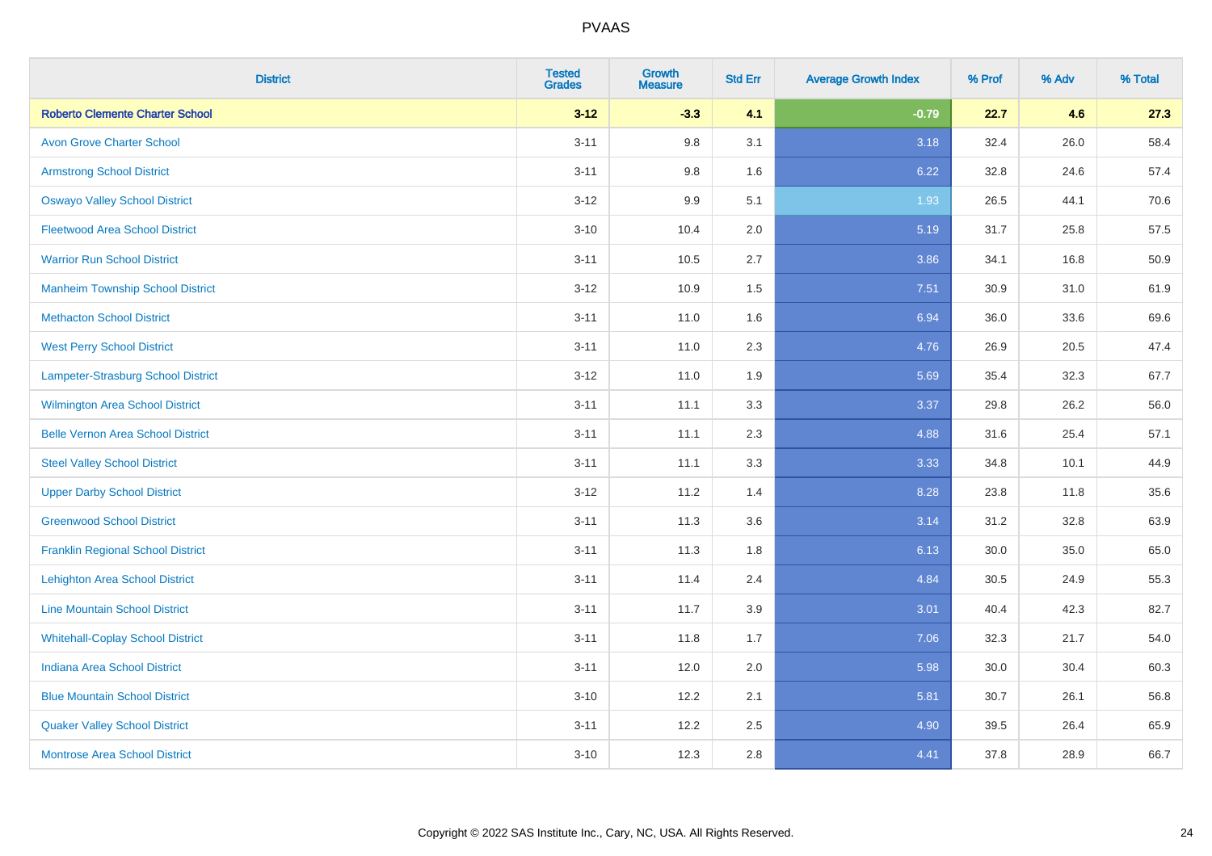# PVAAS

| District | Tested Grades | Growth Measure | Std Err | Average Growth Index | % Prof | % Adv | % Total |
|---|---|---|---|---|---|---|---|
| **Roberto Clemente Charter School** | **3-12** | **-3.3** | **4.1** | **-0.79** | **22.7** | **4.6** | **27.3** |
| Avon Grove Charter School | 3-11 | 9.8 | 3.1 | 3.18 | 32.4 | 26.0 | 58.4 |
| Armstrong School District | 3-11 | 9.8 | 1.6 | 6.22 | 32.8 | 24.6 | 57.4 |
| Oswayo Valley School District | 3-12 | 9.9 | 5.1 | 1.93 | 26.5 | 44.1 | 70.6 |
| Fleetwood Area School District | 3-10 | 10.4 | 2.0 | 5.19 | 31.7 | 25.8 | 57.5 |
| Warrior Run School District | 3-11 | 10.5 | 2.7 | 3.86 | 34.1 | 16.8 | 50.9 |
| Manheim Township School District | 3-12 | 10.9 | 1.5 | 7.51 | 30.9 | 31.0 | 61.9 |
| Methacton School District | 3-11 | 11.0 | 1.6 | 6.94 | 36.0 | 33.6 | 69.6 |
| West Perry School District | 3-11 | 11.0 | 2.3 | 4.76 | 26.9 | 20.5 | 47.4 |
| Lampeter-Strasburg School District | 3-12 | 11.0 | 1.9 | 5.69 | 35.4 | 32.3 | 67.7 |
| Wilmington Area School District | 3-11 | 11.1 | 3.3 | 3.37 | 29.8 | 26.2 | 56.0 |
| Belle Vernon Area School District | 3-11 | 11.1 | 2.3 | 4.88 | 31.6 | 25.4 | 57.1 |
| Steel Valley School District | 3-11 | 11.1 | 3.3 | 3.33 | 34.8 | 10.1 | 44.9 |
| Upper Darby School District | 3-12 | 11.2 | 1.4 | 8.28 | 23.8 | 11.8 | 35.6 |
| Greenwood School District | 3-11 | 11.3 | 3.6 | 3.14 | 31.2 | 32.8 | 63.9 |
| Franklin Regional School District | 3-11 | 11.3 | 1.8 | 6.13 | 30.0 | 35.0 | 65.0 |
| Lehighton Area School District | 3-11 | 11.4 | 2.4 | 4.84 | 30.5 | 24.9 | 55.3 |
| Line Mountain School District | 3-11 | 11.7 | 3.9 | 3.01 | 40.4 | 42.3 | 82.7 |
| Whitehall-Coplay School District | 3-11 | 11.8 | 1.7 | 7.06 | 32.3 | 21.7 | 54.0 |
| Indiana Area School District | 3-11 | 12.0 | 2.0 | 5.98 | 30.0 | 30.4 | 60.3 |
| Blue Mountain School District | 3-10 | 12.2 | 2.1 | 5.81 | 30.7 | 26.1 | 56.8 |
| Quaker Valley School District | 3-11 | 12.2 | 2.5 | 4.90 | 39.5 | 26.4 | 65.9 |
| Montrose Area School District | 3-10 | 12.3 | 2.8 | 4.41 | 37.8 | 28.9 | 66.7 |

Copyright © 2022 SAS Institute Inc., Cary, NC, USA. All Rights Reserved.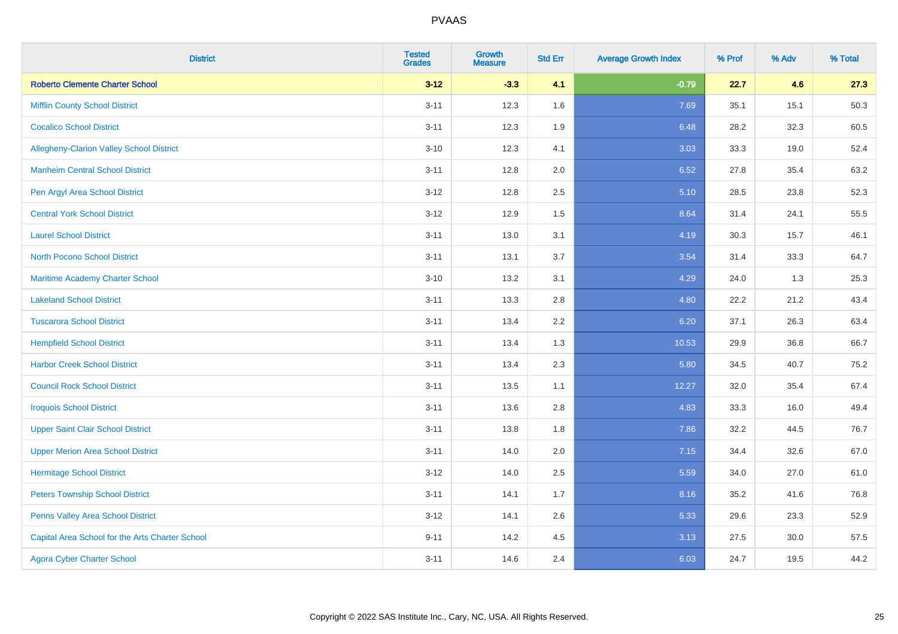| District | Tested Grades | Growth Measure | Std Err | Average Growth Index | % Prof | % Adv | % Total |
|---|---|---|---|---|---|---|---|
| **Roberto Clemente Charter School** | **3-12** | **-3.3** | **4.1** | **-0.79** | **22.7** | **4.6** | **27.3** |
| Mifflin County School District | 3-11 | 12.3 | 1.6 | 7.69 | 35.1 | 15.1 | 50.3 |
| Cocalico School District | 3-11 | 12.3 | 1.9 | 6.48 | 28.2 | 32.3 | 60.5 |
| Allegheny-Clarion Valley School District | 3-10 | 12.3 | 4.1 | 3.03 | 33.3 | 19.0 | 52.4 |
| Manheim Central School District | 3-11 | 12.8 | 2.0 | 6.52 | 27.8 | 35.4 | 63.2 |
| Pen Argyl Area School District | 3-12 | 12.8 | 2.5 | 5.10 | 28.5 | 23.8 | 52.3 |
| Central York School District | 3-12 | 12.9 | 1.5 | 8.64 | 31.4 | 24.1 | 55.5 |
| Laurel School District | 3-11 | 13.0 | 3.1 | 4.19 | 30.3 | 15.7 | 46.1 |
| North Pocono School District | 3-11 | 13.1 | 3.7 | 3.54 | 31.4 | 33.3 | 64.7 |
| Maritime Academy Charter School | 3-10 | 13.2 | 3.1 | 4.29 | 24.0 | 1.3 | 25.3 |
| Lakeland School District | 3-11 | 13.3 | 2.8 | 4.80 | 22.2 | 21.2 | 43.4 |
| Tuscarora School District | 3-11 | 13.4 | 2.2 | 6.20 | 37.1 | 26.3 | 63.4 |
| Hempfield School District | 3-11 | 13.4 | 1.3 | 10.53 | 29.9 | 36.8 | 66.7 |
| Harbor Creek School District | 3-11 | 13.4 | 2.3 | 5.80 | 34.5 | 40.7 | 75.2 |
| Council Rock School District | 3-11 | 13.5 | 1.1 | 12.27 | 32.0 | 35.4 | 67.4 |
| Iroquois School District | 3-11 | 13.6 | 2.8 | 4.83 | 33.3 | 16.0 | 49.4 |
| Upper Saint Clair School District | 3-11 | 13.8 | 1.8 | 7.86 | 32.2 | 44.5 | 76.7 |
| Upper Merion Area School District | 3-11 | 14.0 | 2.0 | 7.15 | 34.4 | 32.6 | 67.0 |
| Hermitage School District | 3-12 | 14.0 | 2.5 | 5.59 | 34.0 | 27.0 | 61.0 |
| Peters Township School District | 3-11 | 14.1 | 1.7 | 8.16 | 35.2 | 41.6 | 76.8 |
| Penns Valley Area School District | 3-12 | 14.1 | 2.6 | 5.33 | 29.6 | 23.3 | 52.9 |
| Capital Area School for the Arts Charter School | 9-11 | 14.2 | 4.5 | 3.13 | 27.5 | 30.0 | 57.5 |
| Agora Cyber Charter School | 3-11 | 14.6 | 2.4 | 6.03 | 24.7 | 19.5 | 44.2 |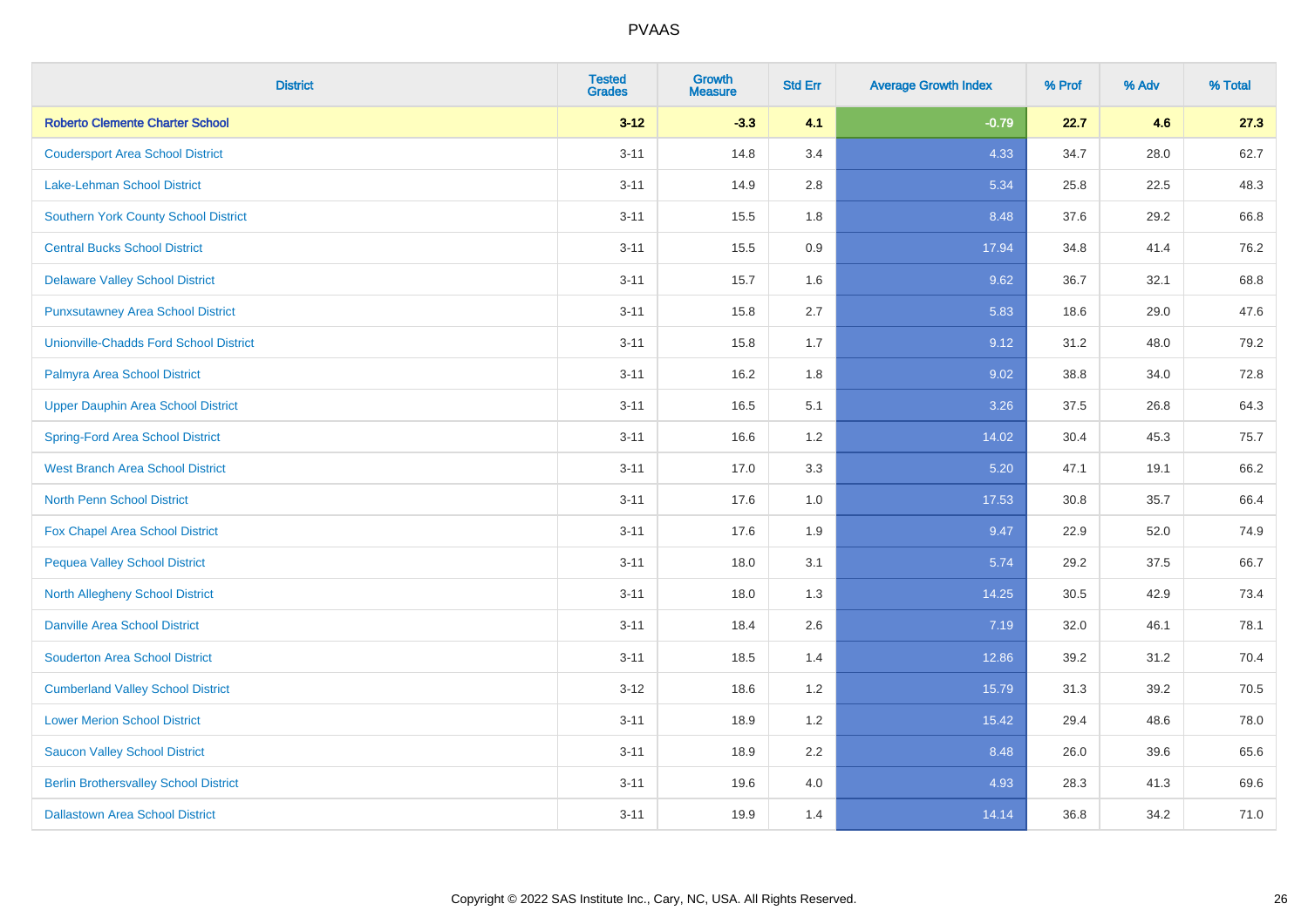# PVAAS

| District | Tested Grades | Growth Measure | Std Err | Average Growth Index | % Prof | % Adv | % Total |
|---|---|---|---|---|---|---|---|
| **Roberto Clemente Charter School** | **3-12** | **-3.3** | **4.1** | **-0.79** | **22.7** | **4.6** | **27.3** |
| Coudersport Area School District | 3-11 | 14.8 | 3.4 | 4.33 | 34.7 | 28.0 | 62.7 |
| Lake-Lehman School District | 3-11 | 14.9 | 2.8 | 5.34 | 25.8 | 22.5 | 48.3 |
| Southern York County School District | 3-11 | 15.5 | 1.8 | 8.48 | 37.6 | 29.2 | 66.8 |
| Central Bucks School District | 3-11 | 15.5 | 0.9 | 17.94 | 34.8 | 41.4 | 76.2 |
| Delaware Valley School District | 3-11 | 15.7 | 1.6 | 9.62 | 36.7 | 32.1 | 68.8 |
| Punxsutawney Area School District | 3-11 | 15.8 | 2.7 | 5.83 | 18.6 | 29.0 | 47.6 |
| Unionville-Chadds Ford School District | 3-11 | 15.8 | 1.7 | 9.12 | 31.2 | 48.0 | 79.2 |
| Palmyra Area School District | 3-11 | 16.2 | 1.8 | 9.02 | 38.8 | 34.0 | 72.8 |
| Upper Dauphin Area School District | 3-11 | 16.5 | 5.1 | 3.26 | 37.5 | 26.8 | 64.3 |
| Spring-Ford Area School District | 3-11 | 16.6 | 1.2 | 14.02 | 30.4 | 45.3 | 75.7 |
| West Branch Area School District | 3-11 | 17.0 | 3.3 | 5.20 | 47.1 | 19.1 | 66.2 |
| North Penn School District | 3-11 | 17.6 | 1.0 | 17.53 | 30.8 | 35.7 | 66.4 |
| Fox Chapel Area School District | 3-11 | 17.6 | 1.9 | 9.47 | 22.9 | 52.0 | 74.9 |
| Pequea Valley School District | 3-11 | 18.0 | 3.1 | 5.74 | 29.2 | 37.5 | 66.7 |
| North Allegheny School District | 3-11 | 18.0 | 1.3 | 14.25 | 30.5 | 42.9 | 73.4 |
| Danville Area School District | 3-11 | 18.4 | 2.6 | 7.19 | 32.0 | 46.1 | 78.1 |
| Souderton Area School District | 3-11 | 18.5 | 1.4 | 12.86 | 39.2 | 31.2 | 70.4 |
| Cumberland Valley School District | 3-12 | 18.6 | 1.2 | 15.79 | 31.3 | 39.2 | 70.5 |
| Lower Merion School District | 3-11 | 18.9 | 1.2 | 15.42 | 29.4 | 48.6 | 78.0 |
| Saucon Valley School District | 3-11 | 18.9 | 2.2 | 8.48 | 26.0 | 39.6 | 65.6 |
| Berlin Brothersvalley School District | 3-11 | 19.6 | 4.0 | 4.93 | 28.3 | 41.3 | 69.6 |
| Dallastown Area School District | 3-11 | 19.9 | 1.4 | 14.14 | 36.8 | 34.2 | 71.0 |

Copyright © 2022 SAS Institute Inc., Cary, NC, USA. All Rights Reserved.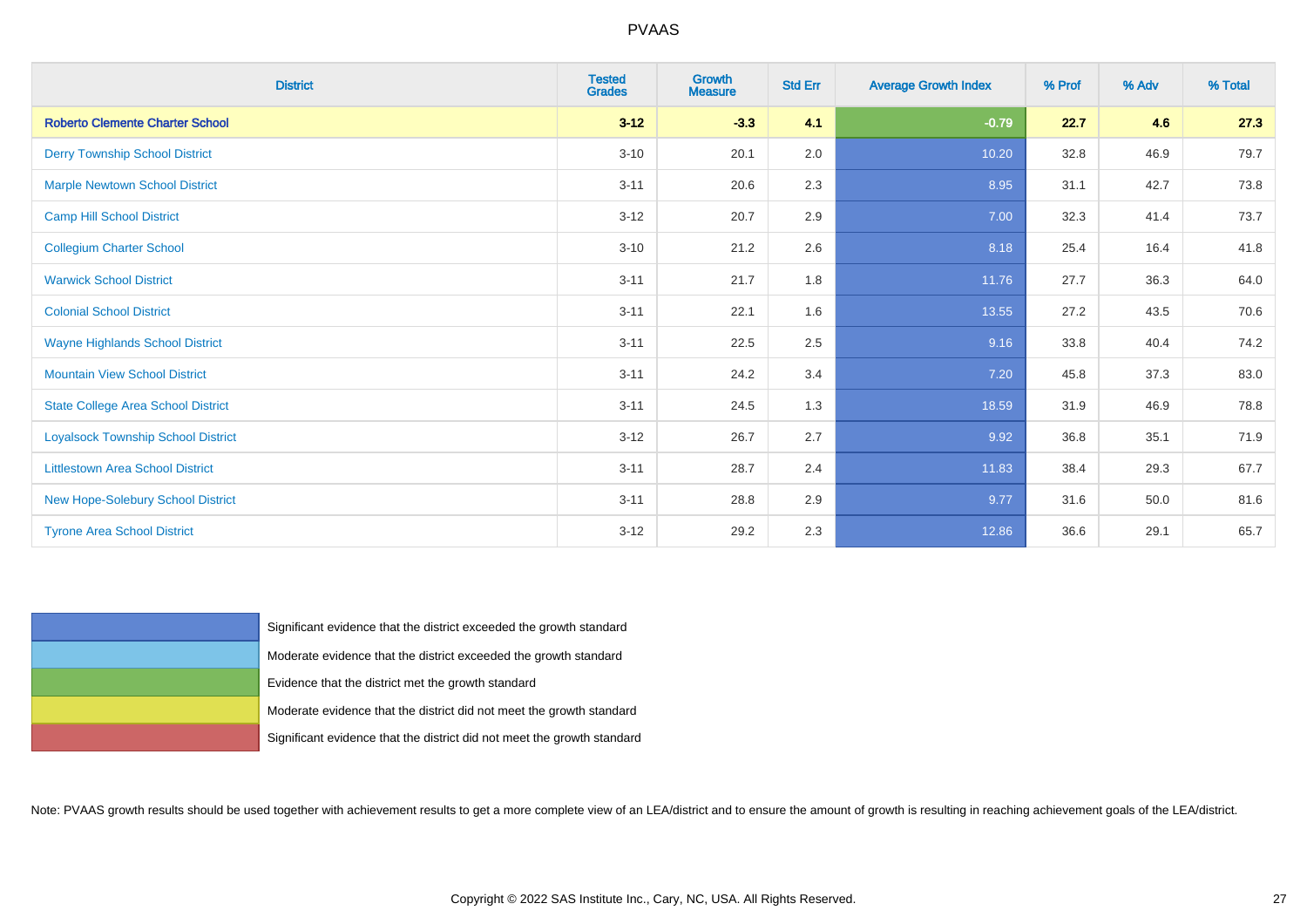PVAAS

| District | Tested Grades | Growth Measure | Std Err | Average Growth Index | % Prof | % Adv | % Total |
|---|---|---|---|---|---|---|---|
| **Roberto Clemente Charter School** | **3-12** | **-3.3** | **4.1** | **-0.79** | **22.7** | **4.6** | **27.3** |
| Derry Township School District | 3-10 | 20.1 | 2.0 | 10.20 | 32.8 | 46.9 | 79.7 |
| Marple Newtown School District | 3-11 | 20.6 | 2.3 | 8.95 | 31.1 | 42.7 | 73.8 |
| Camp Hill School District | 3-12 | 20.7 | 2.9 | 7.00 | 32.3 | 41.4 | 73.7 |
| Collegium Charter School | 3-10 | 21.2 | 2.6 | 8.18 | 25.4 | 16.4 | 41.8 |
| Warwick School District | 3-11 | 21.7 | 1.8 | 11.76 | 27.7 | 36.3 | 64.0 |
| Colonial School District | 3-11 | 22.1 | 1.6 | 13.55 | 27.2 | 43.5 | 70.6 |
| Wayne Highlands School District | 3-11 | 22.5 | 2.5 | 9.16 | 33.8 | 40.4 | 74.2 |
| Mountain View School District | 3-11 | 24.2 | 3.4 | 7.20 | 45.8 | 37.3 | 83.0 |
| State College Area School District | 3-11 | 24.5 | 1.3 | 18.59 | 31.9 | 46.9 | 78.8 |
| Loyalsock Township School District | 3-12 | 26.7 | 2.7 | 9.92 | 36.8 | 35.1 | 71.9 |
| Littlestown Area School District | 3-11 | 28.7 | 2.4 | 11.83 | 38.4 | 29.3 | 67.7 |
| New Hope-Solebury School District | 3-11 | 28.8 | 2.9 | 9.77 | 31.6 | 50.0 | 81.6 |
| Tyrone Area School District | 3-12 | 29.2 | 2.3 | 12.86 | 36.6 | 29.1 | 65.7 |

Significant evidence that the district exceeded the growth standard

Moderate evidence that the district exceeded the growth standard

Evidence that the district met the growth standard

Moderate evidence that the district did not meet the growth standard

Significant evidence that the district did not meet the growth standard

Note: PVAAS growth results should be used together with achievement results to get a more complete view of an LEA/district and to ensure the amount of growth is resulting in reaching achievement goals of the LEA/district.

Copyright © 2022 SAS Institute Inc., Cary, NC, USA. All Rights Reserved.